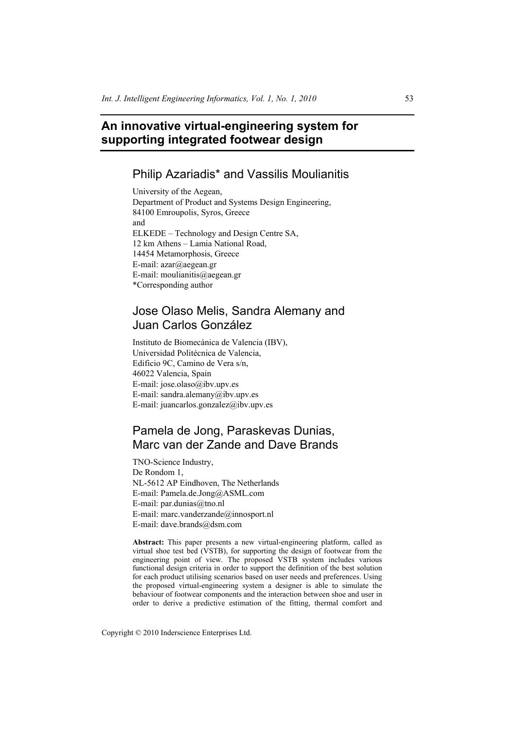# An innovative virtual-engineering system for supporting integrated footwear design

## Philip Azariadis* and Vassilis Moulianitis

University of the Aegean,
Department of Product and Systems Design Engineering,
84100 Emroupolis, Syros, Greece
and
ELKEDE – Technology and Design Centre SA,
12 km Athens – Lamia National Road,
14454 Metamorphosis, Greece
E-mail: azar@aegean.gr
E-mail: moulianitis@aegean.gr
*Corresponding author

## Jose Olaso Melis, Sandra Alemany and Juan Carlos González

Instituto de Biomecánica de Valencia (IBV),
Universidad Politécnica de Valencia,
Edificio 9C, Camino de Vera s/n,
46022 Valencia, Spain
E-mail: jose.olaso@ibv.upv.es
E-mail: sandra.alemany@ibv.upv.es
E-mail: juancarlos.gonzalez@ibv.upv.es

## Pamela de Jong, Paraskevas Dunias, Marc van der Zande and Dave Brands

TNO-Science Industry,
De Rondom 1,
NL-5612 AP Eindhoven, The Netherlands
E-mail: Pamela.de.Jong@ASML.com
E-mail: par.dunias@tno.nl
E-mail: marc.vanderzande@innosport.nl
E-mail: dave.brands@dsm.com

**Abstract:** This paper presents a new virtual-engineering platform, called as virtual shoe test bed (VSTB), for supporting the design of footwear from the engineering point of view. The proposed VSTB system includes various functional design criteria in order to support the definition of the best solution for each product utilising scenarios based on user needs and preferences. Using the proposed virtual-engineering system a designer is able to simulate the behaviour of footwear components and the interaction between shoe and user in order to derive a predictive estimation of the fitting, thermal comfort and

Copyright © 2010 Inderscience Enterprises Ltd.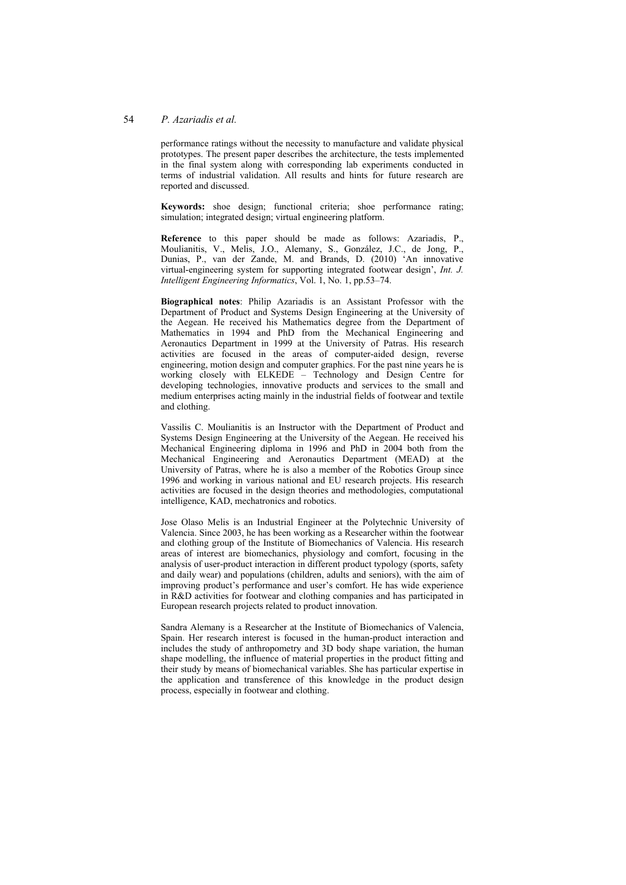performance ratings without the necessity to manufacture and validate physical prototypes. The present paper describes the architecture, the tests implemented in the final system along with corresponding lab experiments conducted in terms of industrial validation. All results and hints for future research are reported and discussed.

**Keywords:** shoe design; functional criteria; shoe performance rating; simulation; integrated design; virtual engineering platform.

**Reference** to this paper should be made as follows: Azariadis, P., Moulianitis, V., Melis, J.O., Alemany, S., González, J.C., de Jong, P., Dunias, P., van der Zande, M. and Brands, D. (2010) 'An innovative virtual-engineering system for supporting integrated footwear design', *Int. J. Intelligent Engineering Informatics*, Vol. 1, No. 1, pp.53–74.

**Biographical notes**: Philip Azariadis is an Assistant Professor with the Department of Product and Systems Design Engineering at the University of the Aegean. He received his Mathematics degree from the Department of Mathematics in 1994 and PhD from the Mechanical Engineering and Aeronautics Department in 1999 at the University of Patras. His research activities are focused in the areas of computer-aided design, reverse engineering, motion design and computer graphics. For the past nine years he is working closely with ELKEDE – Technology and Design Centre for developing technologies, innovative products and services to the small and medium enterprises acting mainly in the industrial fields of footwear and textile and clothing.

Vassilis C. Moulianitis is an Instructor with the Department of Product and Systems Design Engineering at the University of the Aegean. He received his Mechanical Engineering diploma in 1996 and PhD in 2004 both from the Mechanical Engineering and Aeronautics Department (MEAD) at the University of Patras, where he is also a member of the Robotics Group since 1996 and working in various national and EU research projects. His research activities are focused in the design theories and methodologies, computational intelligence, KAD, mechatronics and robotics.

Jose Olaso Melis is an Industrial Engineer at the Polytechnic University of Valencia. Since 2003, he has been working as a Researcher within the footwear and clothing group of the Institute of Biomechanics of Valencia. His research areas of interest are biomechanics, physiology and comfort, focusing in the analysis of user-product interaction in different product typology (sports, safety and daily wear) and populations (children, adults and seniors), with the aim of improving product's performance and user's comfort. He has wide experience in R&D activities for footwear and clothing companies and has participated in European research projects related to product innovation.

Sandra Alemany is a Researcher at the Institute of Biomechanics of Valencia, Spain. Her research interest is focused in the human-product interaction and includes the study of anthropometry and 3D body shape variation, the human shape modelling, the influence of material properties in the product fitting and their study by means of biomechanical variables. She has particular expertise in the application and transference of this knowledge in the product design process, especially in footwear and clothing.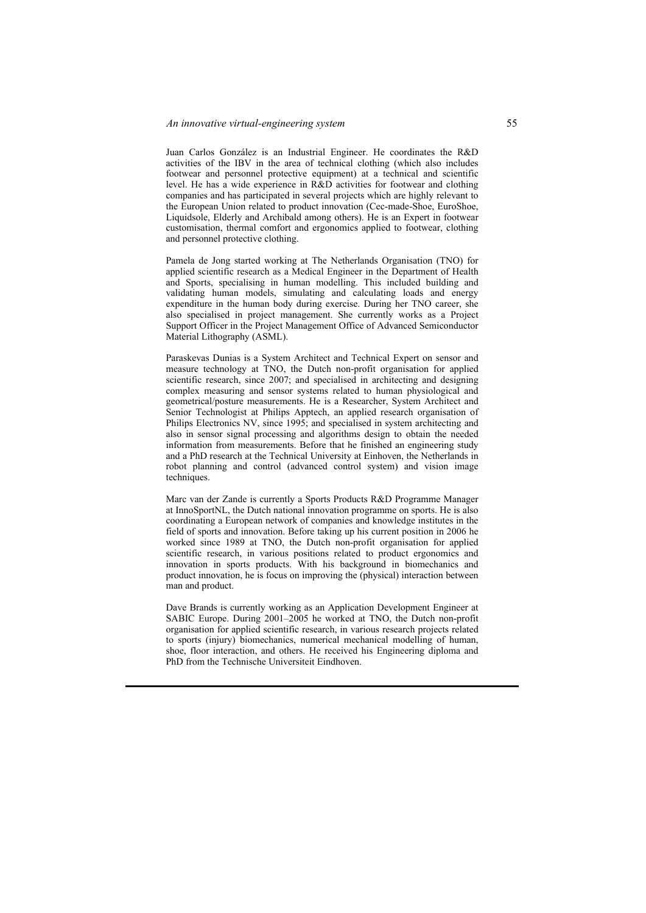Juan Carlos González is an Industrial Engineer. He coordinates the R&D activities of the IBV in the area of technical clothing (which also includes footwear and personnel protective equipment) at a technical and scientific level. He has a wide experience in R&D activities for footwear and clothing companies and has participated in several projects which are highly relevant to the European Union related to product innovation (Cec-made-Shoe, EuroShoe, Liquidsole, Elderly and Archibald among others). He is an Expert in footwear customisation, thermal comfort and ergonomics applied to footwear, clothing and personnel protective clothing.

Pamela de Jong started working at The Netherlands Organisation (TNO) for applied scientific research as a Medical Engineer in the Department of Health and Sports, specialising in human modelling. This included building and validating human models, simulating and calculating loads and energy expenditure in the human body during exercise. During her TNO career, she also specialised in project management. She currently works as a Project Support Officer in the Project Management Office of Advanced Semiconductor Material Lithography (ASML).

Paraskevas Dunias is a System Architect and Technical Expert on sensor and measure technology at TNO, the Dutch non-profit organisation for applied scientific research, since 2007; and specialised in architecting and designing complex measuring and sensor systems related to human physiological and geometrical/posture measurements. He is a Researcher, System Architect and Senior Technologist at Philips Apptech, an applied research organisation of Philips Electronics NV, since 1995; and specialised in system architecting and also in sensor signal processing and algorithms design to obtain the needed information from measurements. Before that he finished an engineering study and a PhD research at the Technical University at Einhoven, the Netherlands in robot planning and control (advanced control system) and vision image techniques.

Marc van der Zande is currently a Sports Products R&D Programme Manager at InnoSportNL, the Dutch national innovation programme on sports. He is also coordinating a European network of companies and knowledge institutes in the field of sports and innovation. Before taking up his current position in 2006 he worked since 1989 at TNO, the Dutch non-profit organisation for applied scientific research, in various positions related to product ergonomics and innovation in sports products. With his background in biomechanics and product innovation, he is focus on improving the (physical) interaction between man and product.

Dave Brands is currently working as an Application Development Engineer at SABIC Europe. During 2001–2005 he worked at TNO, the Dutch non-profit organisation for applied scientific research, in various research projects related to sports (injury) biomechanics, numerical mechanical modelling of human, shoe, floor interaction, and others. He received his Engineering diploma and PhD from the Technische Universiteit Eindhoven.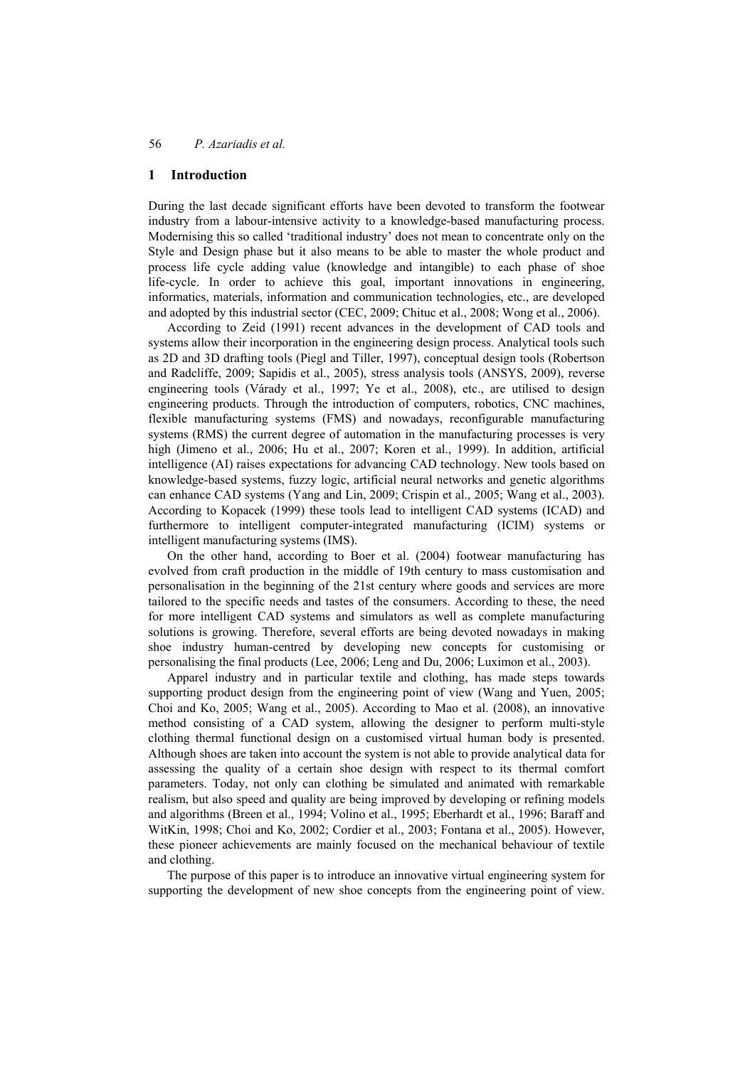## 1 Introduction

During the last decade significant efforts have been devoted to transform the footwear industry from a labour-intensive activity to a knowledge-based manufacturing process. Modernising this so called 'traditional industry' does not mean to concentrate only on the Style and Design phase but it also means to be able to master the whole product and process life cycle adding value (knowledge and intangible) to each phase of shoe life-cycle. In order to achieve this goal, important innovations in engineering, informatics, materials, information and communication technologies, etc., are developed and adopted by this industrial sector (CEC, 2009; Chituc et al., 2008; Wong et al., 2006).

According to Zeid (1991) recent advances in the development of CAD tools and systems allow their incorporation in the engineering design process. Analytical tools such as 2D and 3D drafting tools (Piegl and Tiller, 1997), conceptual design tools (Robertson and Radcliffe, 2009; Sapidis et al., 2005), stress analysis tools (ANSYS, 2009), reverse engineering tools (Várady et al., 1997; Ye et al., 2008), etc., are utilised to design engineering products. Through the introduction of computers, robotics, CNC machines, flexible manufacturing systems (FMS) and nowadays, reconfigurable manufacturing systems (RMS) the current degree of automation in the manufacturing processes is very high (Jimeno et al., 2006; Hu et al., 2007; Koren et al., 1999). In addition, artificial intelligence (AI) raises expectations for advancing CAD technology. New tools based on knowledge-based systems, fuzzy logic, artificial neural networks and genetic algorithms can enhance CAD systems (Yang and Lin, 2009; Crispin et al., 2005; Wang et al., 2003). According to Kopacek (1999) these tools lead to intelligent CAD systems (ICAD) and furthermore to intelligent computer-integrated manufacturing (ICIM) systems or intelligent manufacturing systems (IMS).

On the other hand, according to Boer et al. (2004) footwear manufacturing has evolved from craft production in the middle of 19th century to mass customisation and personalisation in the beginning of the 21st century where goods and services are more tailored to the specific needs and tastes of the consumers. According to these, the need for more intelligent CAD systems and simulators as well as complete manufacturing solutions is growing. Therefore, several efforts are being devoted nowadays in making shoe industry human-centred by developing new concepts for customising or personalising the final products (Lee, 2006; Leng and Du, 2006; Luximon et al., 2003).

Apparel industry and in particular textile and clothing, has made steps towards supporting product design from the engineering point of view (Wang and Yuen, 2005; Choi and Ko, 2005; Wang et al., 2005). According to Mao et al. (2008), an innovative method consisting of a CAD system, allowing the designer to perform multi-style clothing thermal functional design on a customised virtual human body is presented. Although shoes are taken into account the system is not able to provide analytical data for assessing the quality of a certain shoe design with respect to its thermal comfort parameters. Today, not only can clothing be simulated and animated with remarkable realism, but also speed and quality are being improved by developing or refining models and algorithms (Breen et al., 1994; Volino et al., 1995; Eberhardt et al., 1996; Baraff and WitKin, 1998; Choi and Ko, 2002; Cordier et al., 2003; Fontana et al., 2005). However, these pioneer achievements are mainly focused on the mechanical behaviour of textile and clothing.

The purpose of this paper is to introduce an innovative virtual engineering system for supporting the development of new shoe concepts from the engineering point of view.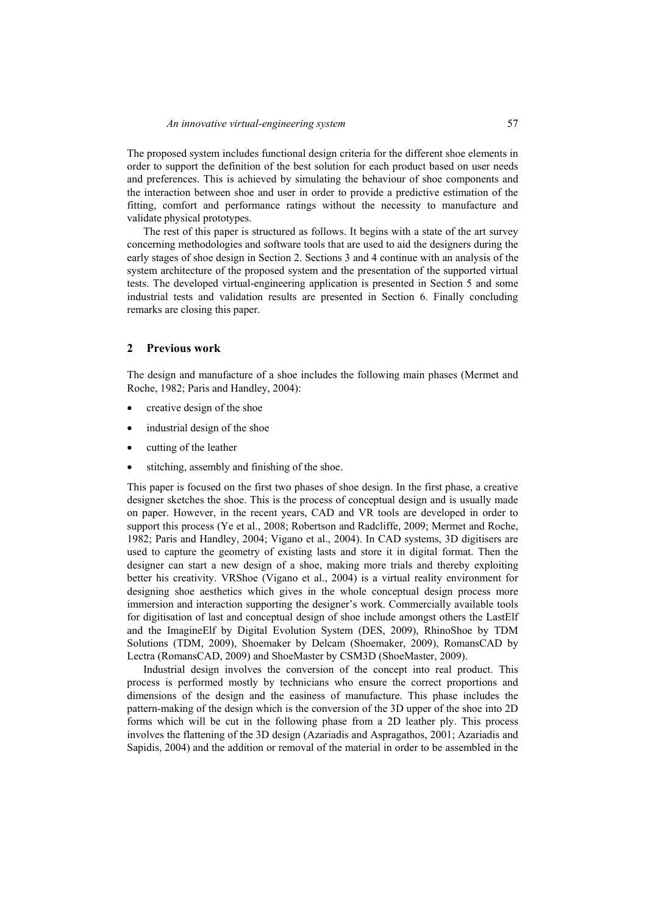The proposed system includes functional design criteria for the different shoe elements in order to support the definition of the best solution for each product based on user needs and preferences. This is achieved by simulating the behaviour of shoe components and the interaction between shoe and user in order to provide a predictive estimation of the fitting, comfort and performance ratings without the necessity to manufacture and validate physical prototypes.

The rest of this paper is structured as follows. It begins with a state of the art survey concerning methodologies and software tools that are used to aid the designers during the early stages of shoe design in Section 2. Sections 3 and 4 continue with an analysis of the system architecture of the proposed system and the presentation of the supported virtual tests. The developed virtual-engineering application is presented in Section 5 and some industrial tests and validation results are presented in Section 6. Finally concluding remarks are closing this paper.

## 2 Previous work

The design and manufacture of a shoe includes the following main phases (Mermet and Roche, 1982; Paris and Handley, 2004):

- creative design of the shoe
- industrial design of the shoe
- cutting of the leather
- stitching, assembly and finishing of the shoe.

This paper is focused on the first two phases of shoe design. In the first phase, a creative designer sketches the shoe. This is the process of conceptual design and is usually made on paper. However, in the recent years, CAD and VR tools are developed in order to support this process (Ye et al., 2008; Robertson and Radcliffe, 2009; Mermet and Roche, 1982; Paris and Handley, 2004; Vigano et al., 2004). In CAD systems, 3D digitisers are used to capture the geometry of existing lasts and store it in digital format. Then the designer can start a new design of a shoe, making more trials and thereby exploiting better his creativity. VRShoe (Vigano et al., 2004) is a virtual reality environment for designing shoe aesthetics which gives in the whole conceptual design process more immersion and interaction supporting the designer's work. Commercially available tools for digitisation of last and conceptual design of shoe include amongst others the LastElf and the ImagineElf by Digital Evolution System (DES, 2009), RhinoShoe by TDM Solutions (TDM, 2009), Shoemaker by Delcam (Shoemaker, 2009), RomansCAD by Lectra (RomansCAD, 2009) and ShoeMaster by CSM3D (ShoeMaster, 2009).

Industrial design involves the conversion of the concept into real product. This process is performed mostly by technicians who ensure the correct proportions and dimensions of the design and the easiness of manufacture. This phase includes the pattern-making of the design which is the conversion of the 3D upper of the shoe into 2D forms which will be cut in the following phase from a 2D leather ply. This process involves the flattening of the 3D design (Azariadis and Aspragathos, 2001; Azariadis and Sapidis, 2004) and the addition or removal of the material in order to be assembled in the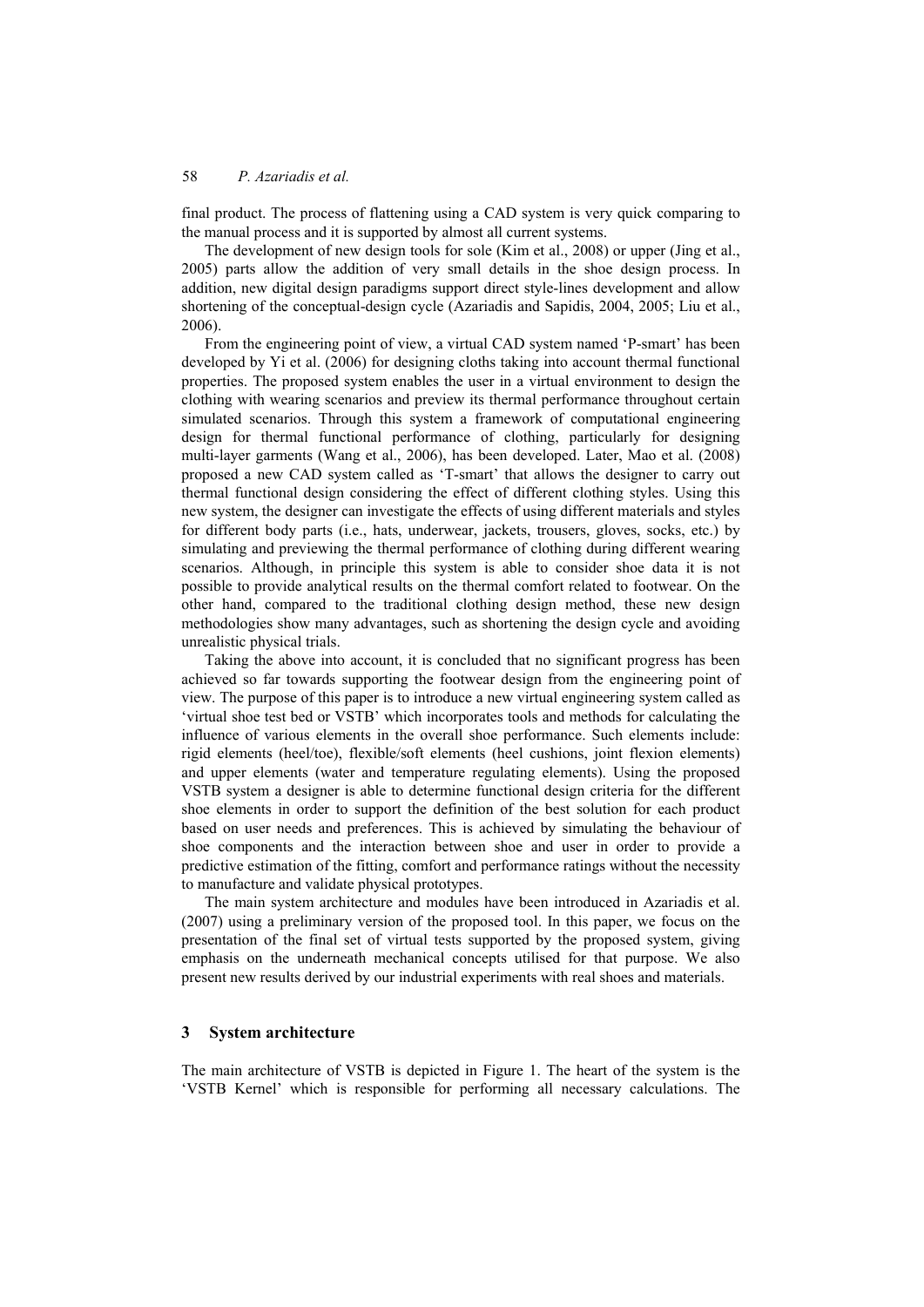final product. The process of flattening using a CAD system is very quick comparing to the manual process and it is supported by almost all current systems.

The development of new design tools for sole (Kim et al., 2008) or upper (Jing et al., 2005) parts allow the addition of very small details in the shoe design process. In addition, new digital design paradigms support direct style-lines development and allow shortening of the conceptual-design cycle (Azariadis and Sapidis, 2004, 2005; Liu et al., 2006).

From the engineering point of view, a virtual CAD system named 'P-smart' has been developed by Yi et al. (2006) for designing cloths taking into account thermal functional properties. The proposed system enables the user in a virtual environment to design the clothing with wearing scenarios and preview its thermal performance throughout certain simulated scenarios. Through this system a framework of computational engineering design for thermal functional performance of clothing, particularly for designing multi-layer garments (Wang et al., 2006), has been developed. Later, Mao et al. (2008) proposed a new CAD system called as 'T-smart' that allows the designer to carry out thermal functional design considering the effect of different clothing styles. Using this new system, the designer can investigate the effects of using different materials and styles for different body parts (i.e., hats, underwear, jackets, trousers, gloves, socks, etc.) by simulating and previewing the thermal performance of clothing during different wearing scenarios. Although, in principle this system is able to consider shoe data it is not possible to provide analytical results on the thermal comfort related to footwear. On the other hand, compared to the traditional clothing design method, these new design methodologies show many advantages, such as shortening the design cycle and avoiding unrealistic physical trials.

Taking the above into account, it is concluded that no significant progress has been achieved so far towards supporting the footwear design from the engineering point of view. The purpose of this paper is to introduce a new virtual engineering system called as 'virtual shoe test bed or VSTB' which incorporates tools and methods for calculating the influence of various elements in the overall shoe performance. Such elements include: rigid elements (heel/toe), flexible/soft elements (heel cushions, joint flexion elements) and upper elements (water and temperature regulating elements). Using the proposed VSTB system a designer is able to determine functional design criteria for the different shoe elements in order to support the definition of the best solution for each product based on user needs and preferences. This is achieved by simulating the behaviour of shoe components and the interaction between shoe and user in order to provide a predictive estimation of the fitting, comfort and performance ratings without the necessity to manufacture and validate physical prototypes.

The main system architecture and modules have been introduced in Azariadis et al. (2007) using a preliminary version of the proposed tool. In this paper, we focus on the presentation of the final set of virtual tests supported by the proposed system, giving emphasis on the underneath mechanical concepts utilised for that purpose. We also present new results derived by our industrial experiments with real shoes and materials.

## 3 System architecture

The main architecture of VSTB is depicted in Figure 1. The heart of the system is the 'VSTB Kernel' which is responsible for performing all necessary calculations. The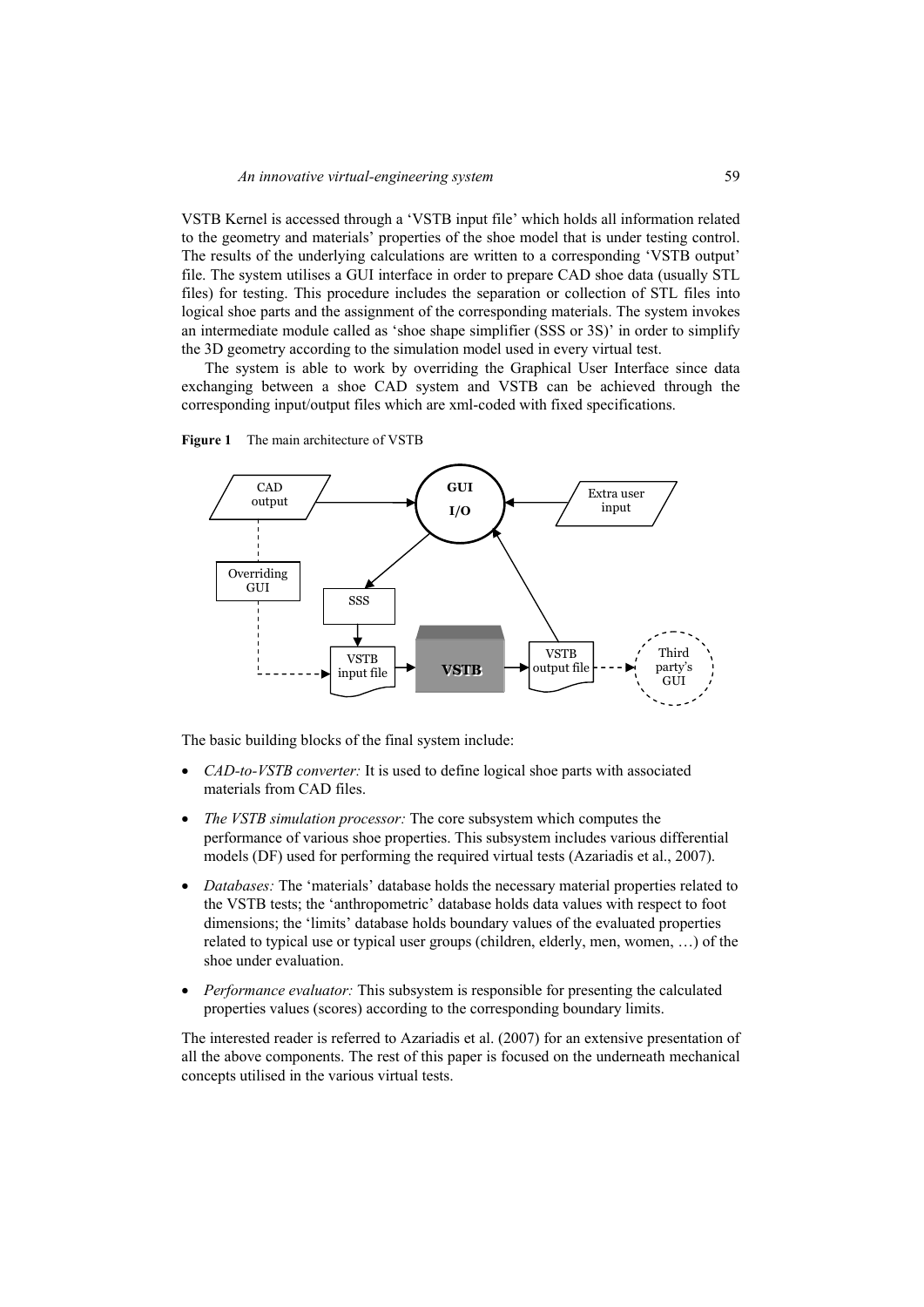VSTB Kernel is accessed through a 'VSTB input file' which holds all information related to the geometry and materials' properties of the shoe model that is under testing control. The results of the underlying calculations are written to a corresponding 'VSTB output' file. The system utilises a GUI interface in order to prepare CAD shoe data (usually STL files) for testing. This procedure includes the separation or collection of STL files into logical shoe parts and the assignment of the corresponding materials. The system invokes an intermediate module called as 'shoe shape simplifier (SSS or 3S)' in order to simplify the 3D geometry according to the simulation model used in every virtual test.

The system is able to work by overriding the Graphical User Interface since data exchanging between a shoe CAD system and VSTB can be achieved through the corresponding input/output files which are xml-coded with fixed specifications.

**Figure 1** The main architecture of VSTB

The basic building blocks of the final system include:

- *CAD-to-VSTB converter:* It is used to define logical shoe parts with associated materials from CAD files.
- *The VSTB simulation processor:* The core subsystem which computes the performance of various shoe properties. This subsystem includes various differential models (DF) used for performing the required virtual tests (Azariadis et al., 2007).
- *Databases:* The 'materials' database holds the necessary material properties related to the VSTB tests; the 'anthropometric' database holds data values with respect to foot dimensions; the 'limits' database holds boundary values of the evaluated properties related to typical use or typical user groups (children, elderly, men, women, …) of the shoe under evaluation.
- *Performance evaluator:* This subsystem is responsible for presenting the calculated properties values (scores) according to the corresponding boundary limits.

The interested reader is referred to Azariadis et al. (2007) for an extensive presentation of all the above components. The rest of this paper is focused on the underneath mechanical concepts utilised in the various virtual tests.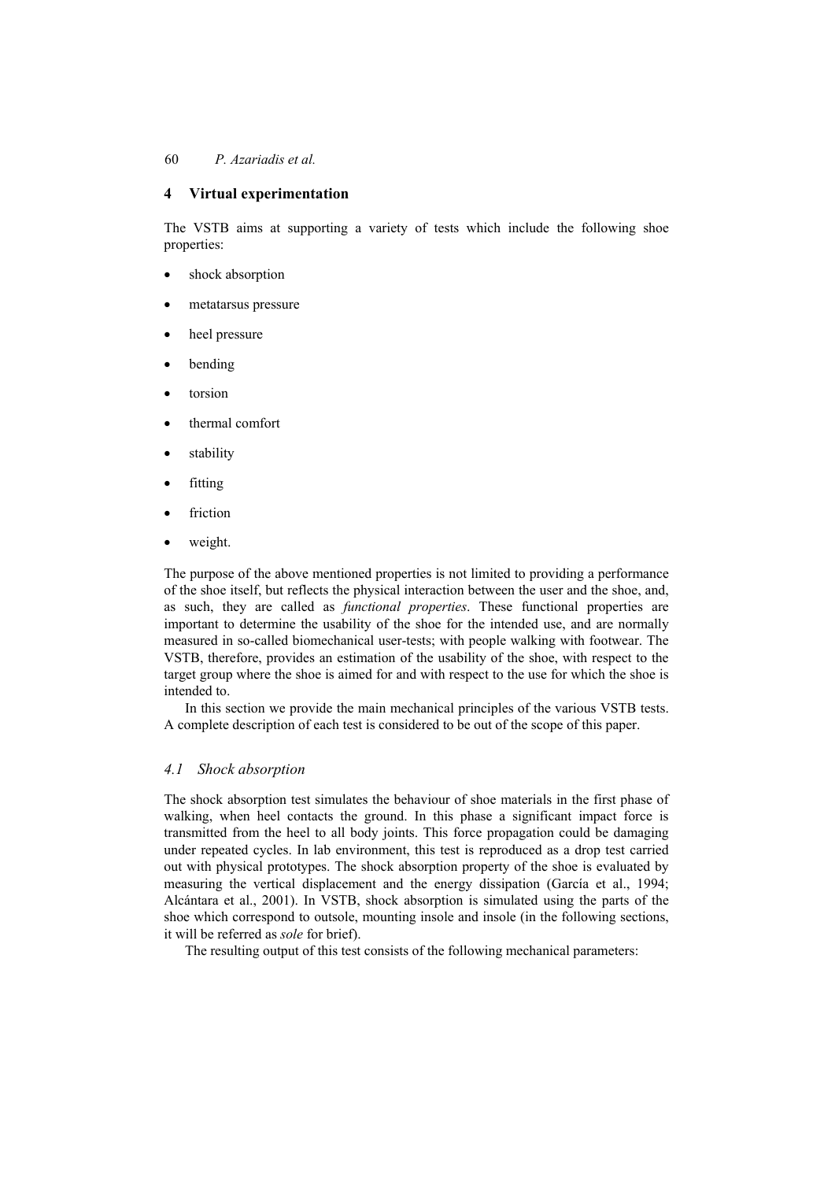## 4 Virtual experimentation

The VSTB aims at supporting a variety of tests which include the following shoe properties:

- shock absorption
- metatarsus pressure
- heel pressure
- bending
- torsion
- thermal comfort
- stability
- fitting
- friction
- weight.

The purpose of the above mentioned properties is not limited to providing a performance of the shoe itself, but reflects the physical interaction between the user and the shoe, and, as such, they are called as *functional properties*. These functional properties are important to determine the usability of the shoe for the intended use, and are normally measured in so-called biomechanical user-tests; with people walking with footwear. The VSTB, therefore, provides an estimation of the usability of the shoe, with respect to the target group where the shoe is aimed for and with respect to the use for which the shoe is intended to.

In this section we provide the main mechanical principles of the various VSTB tests. A complete description of each test is considered to be out of the scope of this paper.

### *4.1 Shock absorption*

The shock absorption test simulates the behaviour of shoe materials in the first phase of walking, when heel contacts the ground. In this phase a significant impact force is transmitted from the heel to all body joints. This force propagation could be damaging under repeated cycles. In lab environment, this test is reproduced as a drop test carried out with physical prototypes. The shock absorption property of the shoe is evaluated by measuring the vertical displacement and the energy dissipation (García et al., 1994; Alcántara et al., 2001). In VSTB, shock absorption is simulated using the parts of the shoe which correspond to outsole, mounting insole and insole (in the following sections, it will be referred as *sole* for brief).

The resulting output of this test consists of the following mechanical parameters: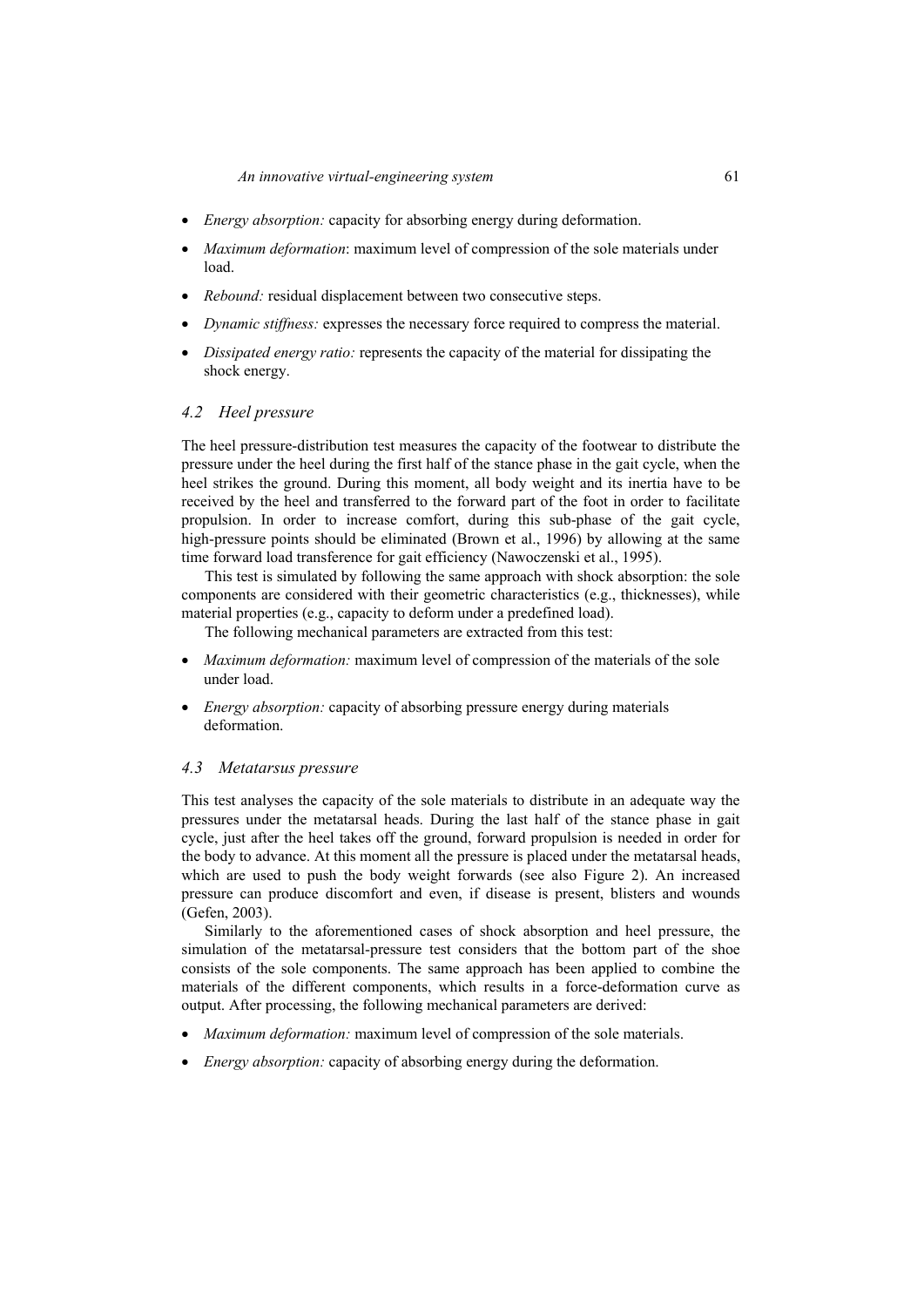- *Energy absorption:* capacity for absorbing energy during deformation.
- *Maximum deformation*: maximum level of compression of the sole materials under load.
- *Rebound:* residual displacement between two consecutive steps.
- *Dynamic stiffness:* expresses the necessary force required to compress the material.
- *Dissipated energy ratio:* represents the capacity of the material for dissipating the shock energy.

### *4.2 Heel pressure*

The heel pressure-distribution test measures the capacity of the footwear to distribute the pressure under the heel during the first half of the stance phase in the gait cycle, when the heel strikes the ground. During this moment, all body weight and its inertia have to be received by the heel and transferred to the forward part of the foot in order to facilitate propulsion. In order to increase comfort, during this sub-phase of the gait cycle, high-pressure points should be eliminated (Brown et al., 1996) by allowing at the same time forward load transference for gait efficiency (Nawoczenski et al., 1995).

This test is simulated by following the same approach with shock absorption: the sole components are considered with their geometric characteristics (e.g., thicknesses), while material properties (e.g., capacity to deform under a predefined load).

The following mechanical parameters are extracted from this test:

- *Maximum deformation:* maximum level of compression of the materials of the sole under load.
- *Energy absorption:* capacity of absorbing pressure energy during materials deformation.

### *4.3 Metatarsus pressure*

This test analyses the capacity of the sole materials to distribute in an adequate way the pressures under the metatarsal heads. During the last half of the stance phase in gait cycle, just after the heel takes off the ground, forward propulsion is needed in order for the body to advance. At this moment all the pressure is placed under the metatarsal heads, which are used to push the body weight forwards (see also Figure 2). An increased pressure can produce discomfort and even, if disease is present, blisters and wounds (Gefen, 2003).

Similarly to the aforementioned cases of shock absorption and heel pressure, the simulation of the metatarsal-pressure test considers that the bottom part of the shoe consists of the sole components. The same approach has been applied to combine the materials of the different components, which results in a force-deformation curve as output. After processing, the following mechanical parameters are derived:

- *Maximum deformation:* maximum level of compression of the sole materials.
- *Energy absorption:* capacity of absorbing energy during the deformation.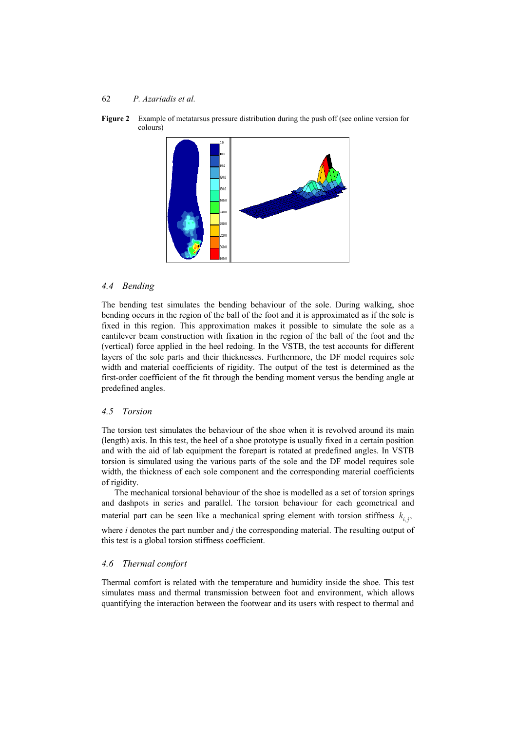**Figure 2** Example of metatarsus pressure distribution during the push off (see online version for colours)

### 4.4 Bending

The bending test simulates the bending behaviour of the sole. During walking, shoe bending occurs in the region of the ball of the foot and it is approximated as if the sole is fixed in this region. This approximation makes it possible to simulate the sole as a cantilever beam construction with fixation in the region of the ball of the foot and the (vertical) force applied in the heel redoing. In the VSTB, the test accounts for different layers of the sole parts and their thicknesses. Furthermore, the DF model requires sole width and material coefficients of rigidity. The output of the test is determined as the first-order coefficient of the fit through the bending moment versus the bending angle at predefined angles.

### 4.5 Torsion

The torsion test simulates the behaviour of the shoe when it is revolved around its main (length) axis. In this test, the heel of a shoe prototype is usually fixed in a certain position and with the aid of lab equipment the forepart is rotated at predefined angles. In VSTB torsion is simulated using the various parts of the sole and the DF model requires sole width, the thickness of each sole component and the corresponding material coefficients of rigidity.

The mechanical torsional behaviour of the shoe is modelled as a set of torsion springs and dashpots in series and parallel. The torsion behaviour for each geometrical and material part can be seen like a mechanical spring element with torsion stiffness $k_{i,j}$, where *i* denotes the part number and *j* the corresponding material. The resulting output of this test is a global torsion stiffness coefficient.

### 4.6 Thermal comfort

Thermal comfort is related with the temperature and humidity inside the shoe. This test simulates mass and thermal transmission between foot and environment, which allows quantifying the interaction between the footwear and its users with respect to thermal and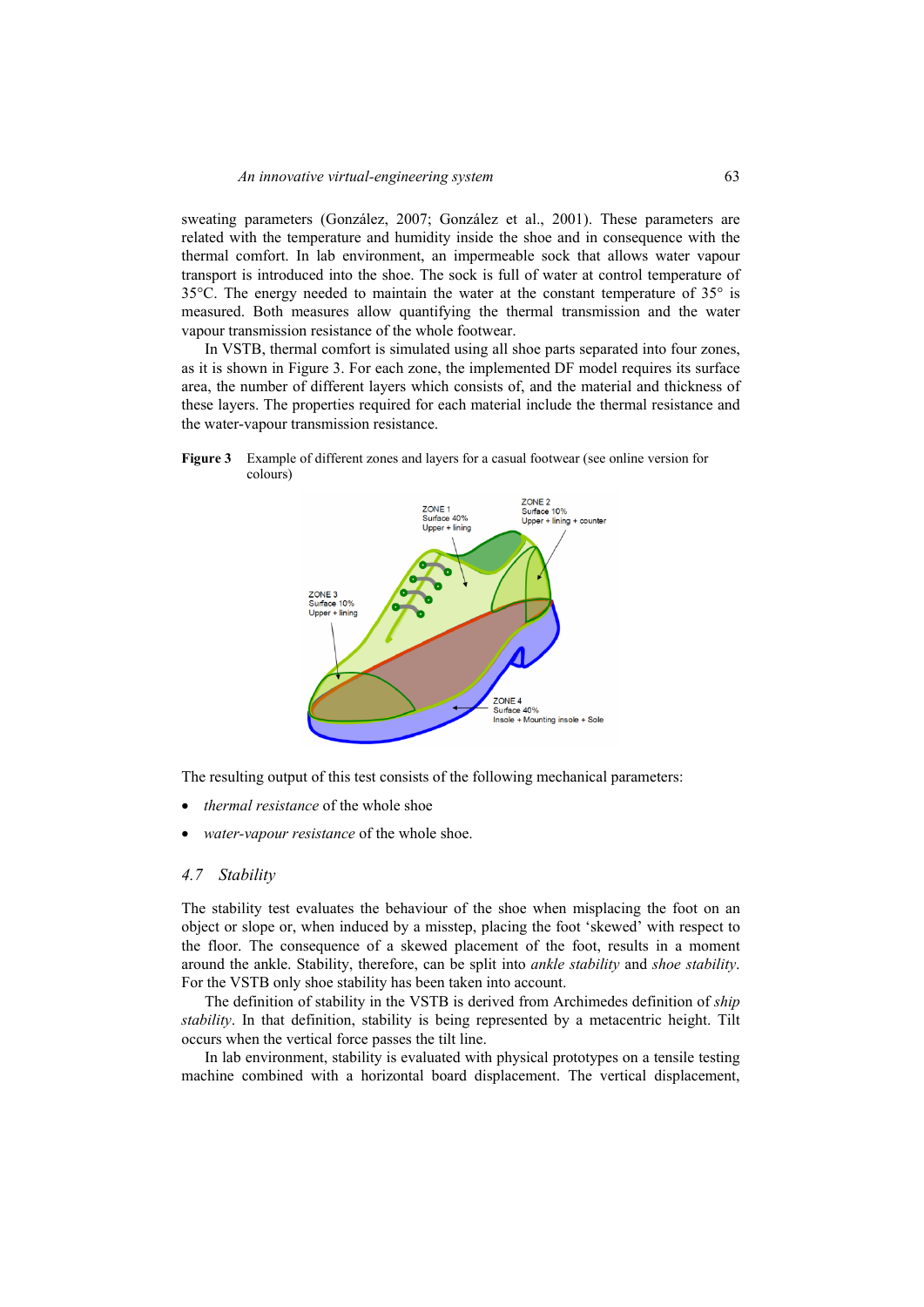sweating parameters (González, 2007; González et al., 2001). These parameters are related with the temperature and humidity inside the shoe and in consequence with the thermal comfort. In lab environment, an impermeable sock that allows water vapour transport is introduced into the shoe. The sock is full of water at control temperature of 35°C. The energy needed to maintain the water at the constant temperature of 35° is measured. Both measures allow quantifying the thermal transmission and the water vapour transmission resistance of the whole footwear.

In VSTB, thermal comfort is simulated using all shoe parts separated into four zones, as it is shown in Figure 3. For each zone, the implemented DF model requires its surface area, the number of different layers which consists of, and the material and thickness of these layers. The properties required for each material include the thermal resistance and the water-vapour transmission resistance.

**Figure 3** Example of different zones and layers for a casual footwear (see online version for colours)

The resulting output of this test consists of the following mechanical parameters:

- *thermal resistance* of the whole shoe
- *water-vapour resistance* of the whole shoe.

## 4.7 Stability

The stability test evaluates the behaviour of the shoe when misplacing the foot on an object or slope or, when induced by a misstep, placing the foot 'skewed' with respect to the floor. The consequence of a skewed placement of the foot, results in a moment around the ankle. Stability, therefore, can be split into *ankle stability* and *shoe stability*. For the VSTB only shoe stability has been taken into account.

The definition of stability in the VSTB is derived from Archimedes definition of *ship stability*. In that definition, stability is being represented by a metacentric height. Tilt occurs when the vertical force passes the tilt line.

In lab environment, stability is evaluated with physical prototypes on a tensile testing machine combined with a horizontal board displacement. The vertical displacement,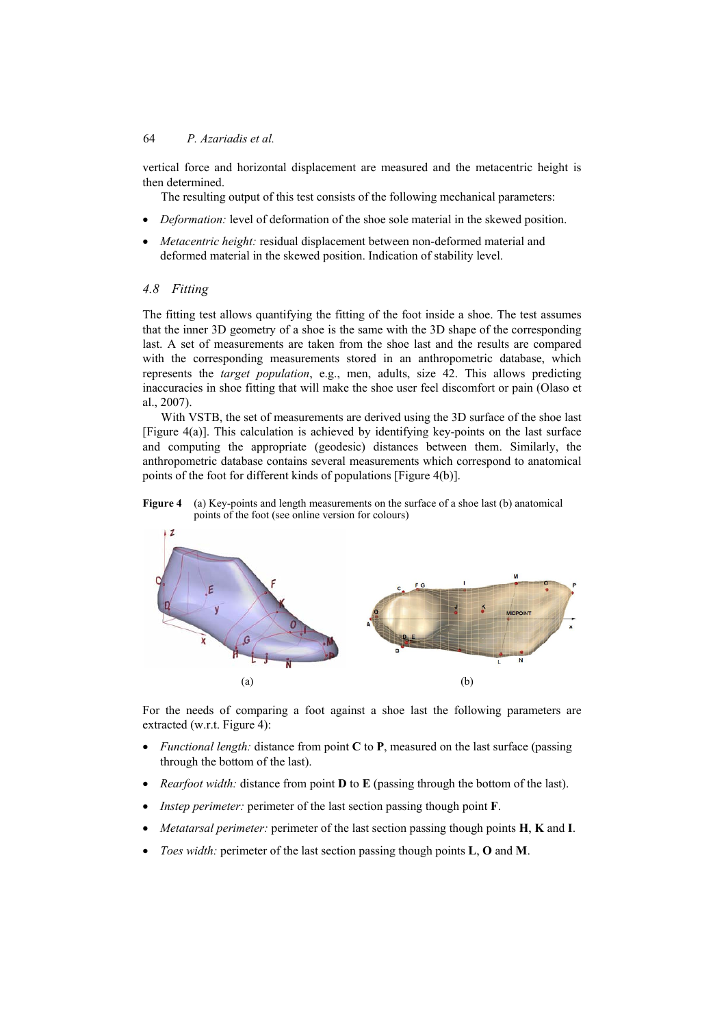vertical force and horizontal displacement are measured and the metacentric height is then determined.

The resulting output of this test consists of the following mechanical parameters:

- *Deformation:* level of deformation of the shoe sole material in the skewed position.
- *Metacentric height:* residual displacement between non-deformed material and deformed material in the skewed position. Indication of stability level.

### *4.8 Fitting*

The fitting test allows quantifying the fitting of the foot inside a shoe. The test assumes that the inner 3D geometry of a shoe is the same with the 3D shape of the corresponding last. A set of measurements are taken from the shoe last and the results are compared with the corresponding measurements stored in an anthropometric database, which represents the *target population*, e.g., men, adults, size 42. This allows predicting inaccuracies in shoe fitting that will make the shoe user feel discomfort or pain (Olaso et al., 2007).

With VSTB, the set of measurements are derived using the 3D surface of the shoe last [Figure 4(a)]. This calculation is achieved by identifying key-points on the last surface and computing the appropriate (geodesic) distances between them. Similarly, the anthropometric database contains several measurements which correspond to anatomical points of the foot for different kinds of populations [Figure 4(b)].

**Figure 4** (a) Key-points and length measurements on the surface of a shoe last (b) anatomical points of the foot (see online version for colours)

(a) (b)

For the needs of comparing a foot against a shoe last the following parameters are extracted (w.r.t. Figure 4):

- *Functional length:* distance from point **C** to **P**, measured on the last surface (passing through the bottom of the last).
- *Rearfoot width:* distance from point **D** to **E** (passing through the bottom of the last).
- *Instep perimeter:* perimeter of the last section passing though point **F**.
- *Metatarsal perimeter:* perimeter of the last section passing though points **H**, **K** and **I**.
- *Toes width:* perimeter of the last section passing though points **L**, **O** and **M**.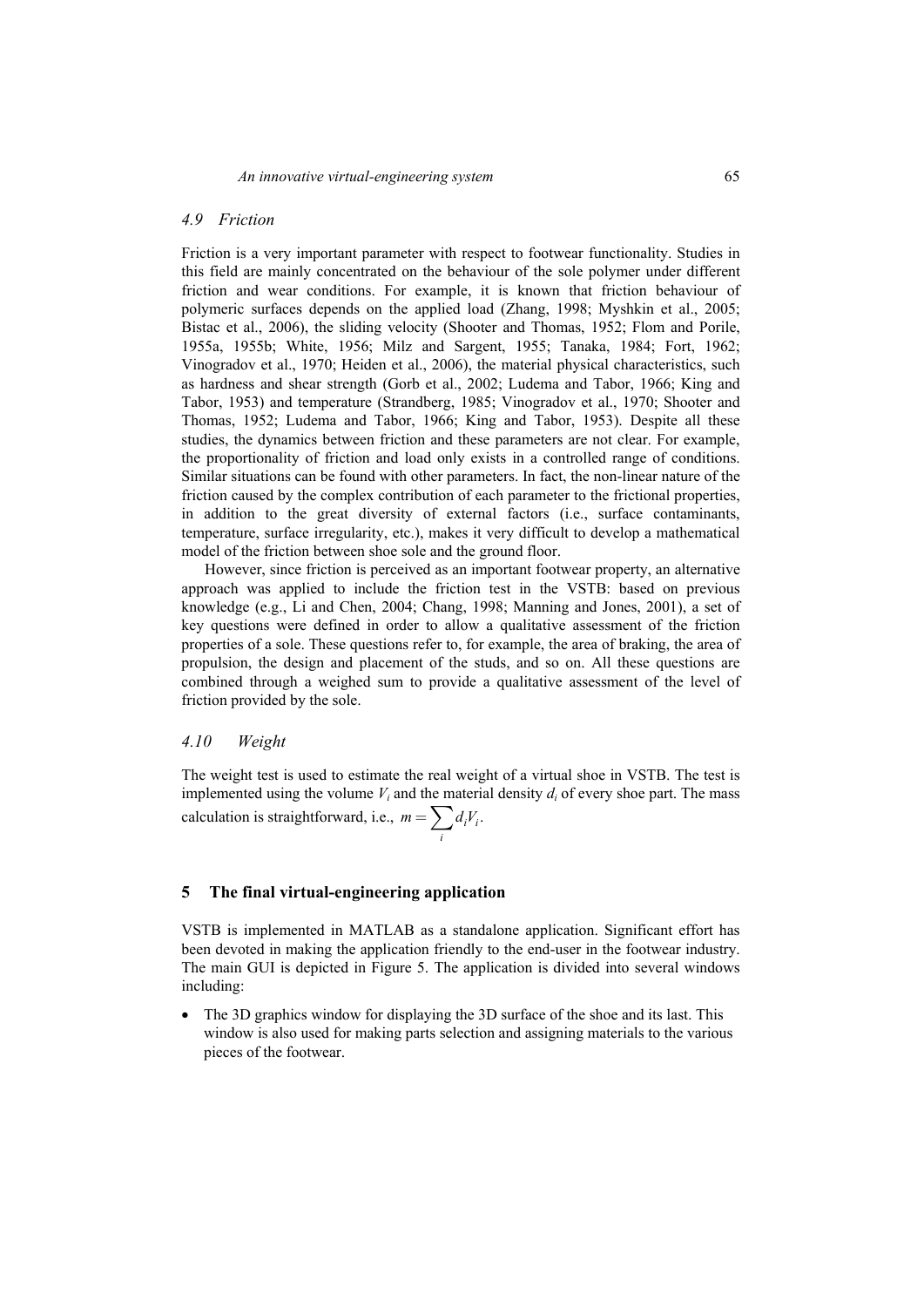### *4.9 Friction*

Friction is a very important parameter with respect to footwear functionality. Studies in this field are mainly concentrated on the behaviour of the sole polymer under different friction and wear conditions. For example, it is known that friction behaviour of polymeric surfaces depends on the applied load (Zhang, 1998; Myshkin et al., 2005; Bistac et al., 2006), the sliding velocity (Shooter and Thomas, 1952; Flom and Porile, 1955a, 1955b; White, 1956; Milz and Sargent, 1955; Tanaka, 1984; Fort, 1962; Vinogradov et al., 1970; Heiden et al., 2006), the material physical characteristics, such as hardness and shear strength (Gorb et al., 2002; Ludema and Tabor, 1966; King and Tabor, 1953) and temperature (Strandberg, 1985; Vinogradov et al., 1970; Shooter and Thomas, 1952; Ludema and Tabor, 1966; King and Tabor, 1953). Despite all these studies, the dynamics between friction and these parameters are not clear. For example, the proportionality of friction and load only exists in a controlled range of conditions. Similar situations can be found with other parameters. In fact, the non-linear nature of the friction caused by the complex contribution of each parameter to the frictional properties, in addition to the great diversity of external factors (i.e., surface contaminants, temperature, surface irregularity, etc.), makes it very difficult to develop a mathematical model of the friction between shoe sole and the ground floor.

However, since friction is perceived as an important footwear property, an alternative approach was applied to include the friction test in the VSTB: based on previous knowledge (e.g., Li and Chen, 2004; Chang, 1998; Manning and Jones, 2001), a set of key questions were defined in order to allow a qualitative assessment of the friction properties of a sole. These questions refer to, for example, the area of braking, the area of propulsion, the design and placement of the studs, and so on. All these questions are combined through a weighed sum to provide a qualitative assessment of the level of friction provided by the sole.

### *4.10 Weight*

The weight test is used to estimate the real weight of a virtual shoe in VSTB. The test is implemented using the volume $V_i$ and the material density $d_i$ of every shoe part. The mass calculation is straightforward, i.e., $m = \sum_i d_i V_i$.

## 5 The final virtual-engineering application

VSTB is implemented in MATLAB as a standalone application. Significant effort has been devoted in making the application friendly to the end-user in the footwear industry. The main GUI is depicted in Figure 5. The application is divided into several windows including:

- The 3D graphics window for displaying the 3D surface of the shoe and its last. This window is also used for making parts selection and assigning materials to the various pieces of the footwear.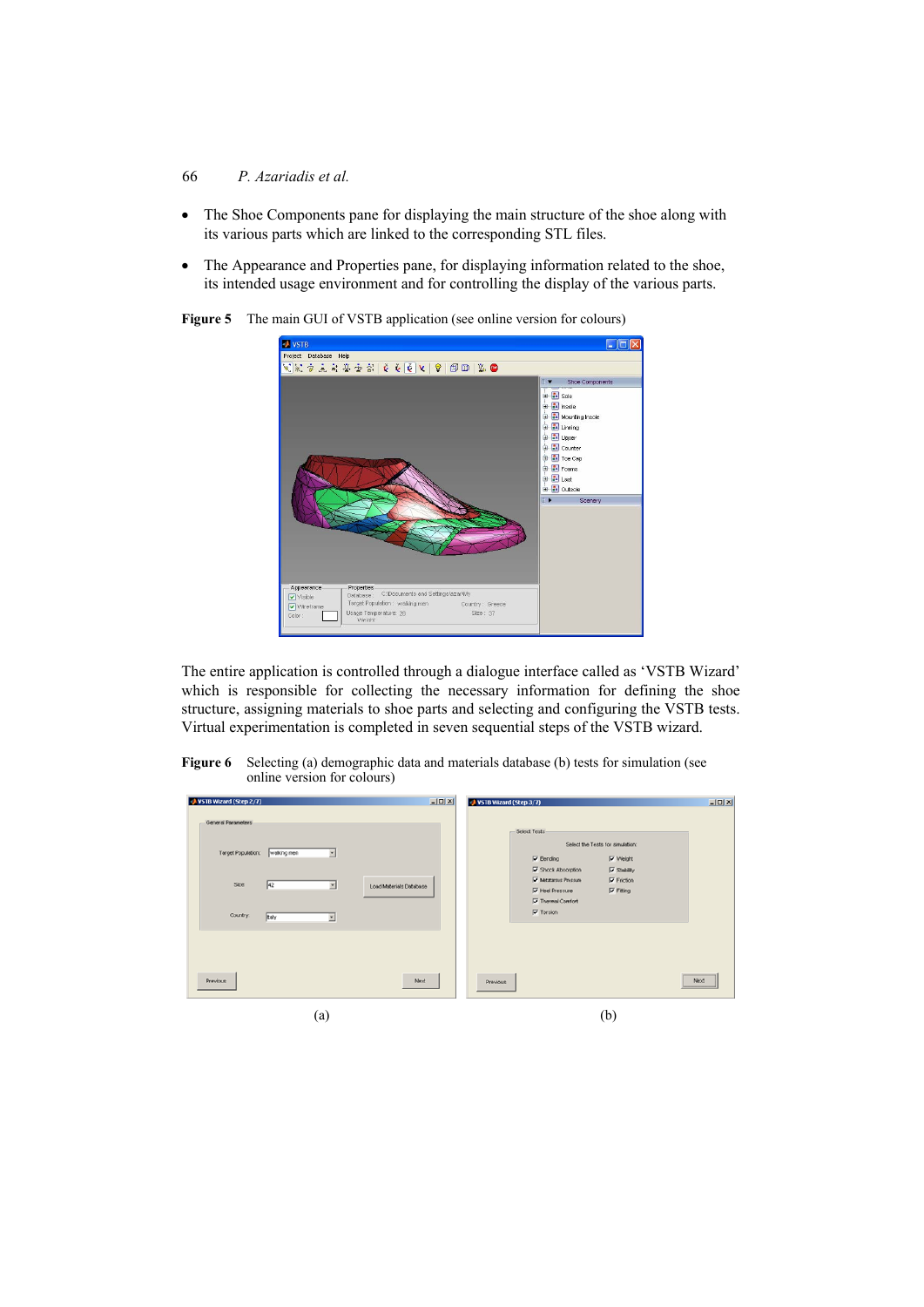- The Shoe Components pane for displaying the main structure of the shoe along with its various parts which are linked to the corresponding STL files.
- The Appearance and Properties pane, for displaying information related to the shoe, its intended usage environment and for controlling the display of the various parts.

**Figure 5** The main GUI of VSTB application (see online version for colours)

The entire application is controlled through a dialogue interface called as 'VSTB Wizard' which is responsible for collecting the necessary information for defining the shoe structure, assigning materials to shoe parts and selecting and configuring the VSTB tests. Virtual experimentation is completed in seven sequential steps of the VSTB wizard.

**Figure 6** Selecting (a) demographic data and materials database (b) tests for simulation (see online version for colours)

(a) (b)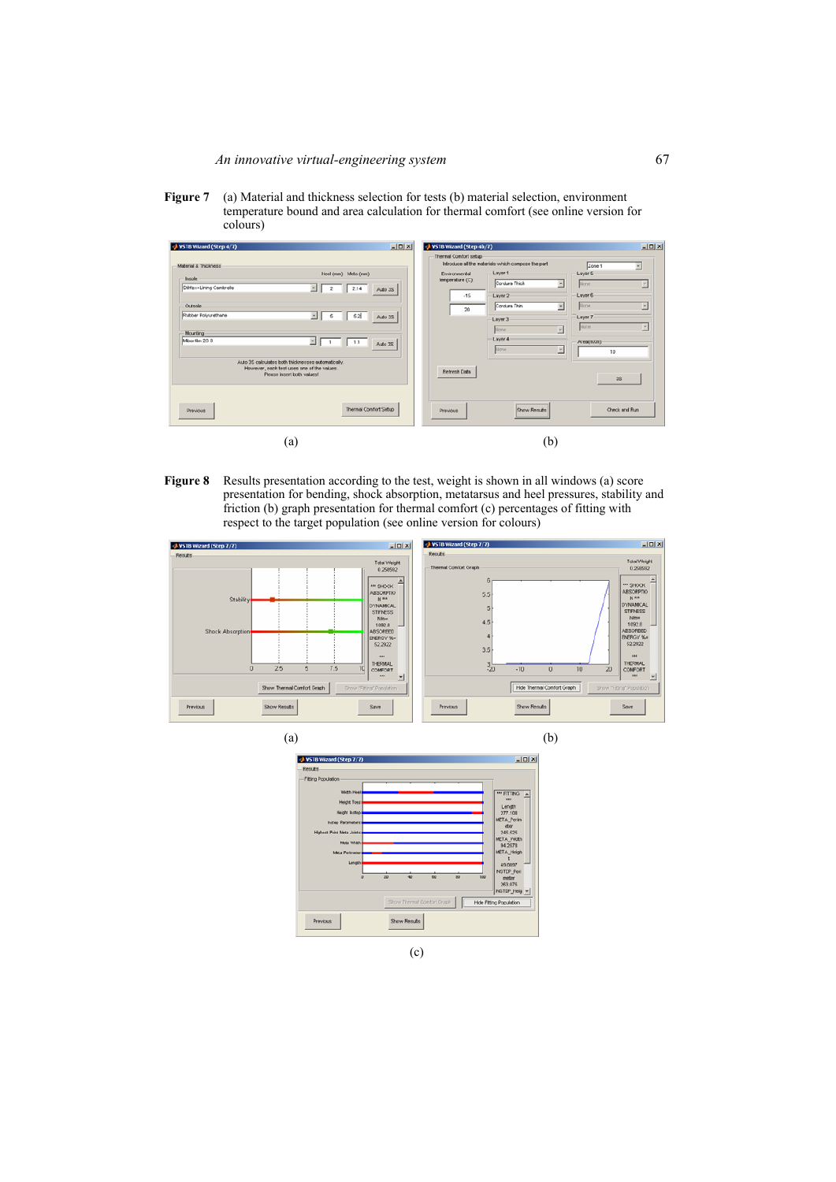**Figure 7** (a) Material and thickness selection for tests (b) material selection, environment temperature bound and area calculation for thermal comfort (see online version for colours)

(a)

(b)

**Figure 8** Results presentation according to the test, weight is shown in all windows (a) score presentation for bending, shock absorption, metatarsus and heel pressures, stability and friction (b) graph presentation for thermal comfort (c) percentages of fitting with respect to the target population (see online version for colours)

(a)

(b)

(c)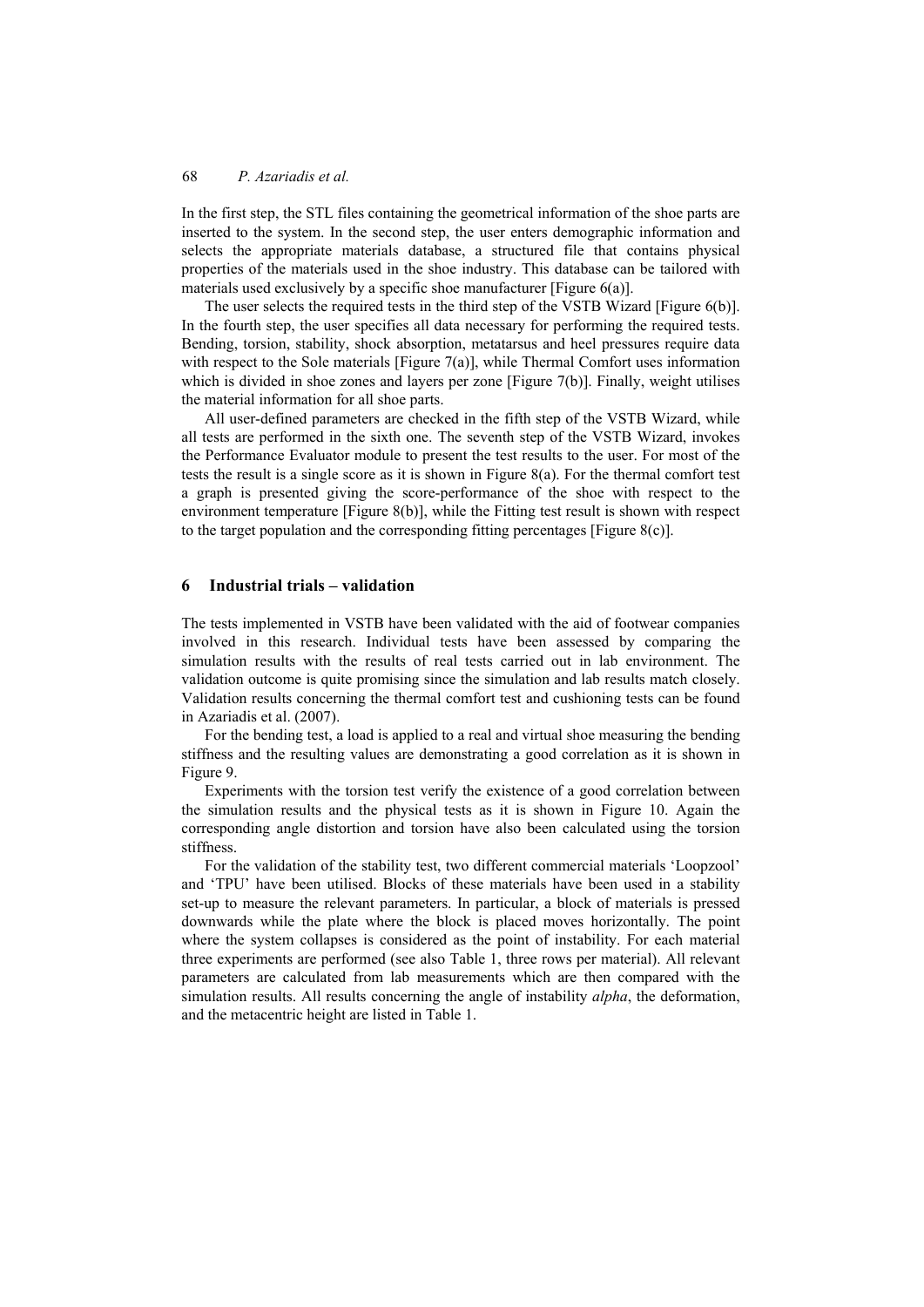In the first step, the STL files containing the geometrical information of the shoe parts are inserted to the system. In the second step, the user enters demographic information and selects the appropriate materials database, a structured file that contains physical properties of the materials used in the shoe industry. This database can be tailored with materials used exclusively by a specific shoe manufacturer [Figure 6(a)].

The user selects the required tests in the third step of the VSTB Wizard [Figure 6(b)]. In the fourth step, the user specifies all data necessary for performing the required tests. Bending, torsion, stability, shock absorption, metatarsus and heel pressures require data with respect to the Sole materials [Figure 7(a)], while Thermal Comfort uses information which is divided in shoe zones and layers per zone [Figure 7(b)]. Finally, weight utilises the material information for all shoe parts.

All user-defined parameters are checked in the fifth step of the VSTB Wizard, while all tests are performed in the sixth one. The seventh step of the VSTB Wizard, invokes the Performance Evaluator module to present the test results to the user. For most of the tests the result is a single score as it is shown in Figure 8(a). For the thermal comfort test a graph is presented giving the score-performance of the shoe with respect to the environment temperature [Figure 8(b)], while the Fitting test result is shown with respect to the target population and the corresponding fitting percentages [Figure 8(c)].

## 6 Industrial trials – validation

The tests implemented in VSTB have been validated with the aid of footwear companies involved in this research. Individual tests have been assessed by comparing the simulation results with the results of real tests carried out in lab environment. The validation outcome is quite promising since the simulation and lab results match closely. Validation results concerning the thermal comfort test and cushioning tests can be found in Azariadis et al. (2007).

For the bending test, a load is applied to a real and virtual shoe measuring the bending stiffness and the resulting values are demonstrating a good correlation as it is shown in Figure 9.

Experiments with the torsion test verify the existence of a good correlation between the simulation results and the physical tests as it is shown in Figure 10. Again the corresponding angle distortion and torsion have also been calculated using the torsion stiffness.

For the validation of the stability test, two different commercial materials 'Loopzool' and 'TPU' have been utilised. Blocks of these materials have been used in a stability set-up to measure the relevant parameters. In particular, a block of materials is pressed downwards while the plate where the block is placed moves horizontally. The point where the system collapses is considered as the point of instability. For each material three experiments are performed (see also Table 1, three rows per material). All relevant parameters are calculated from lab measurements which are then compared with the simulation results. All results concerning the angle of instability *alpha*, the deformation, and the metacentric height are listed in Table 1.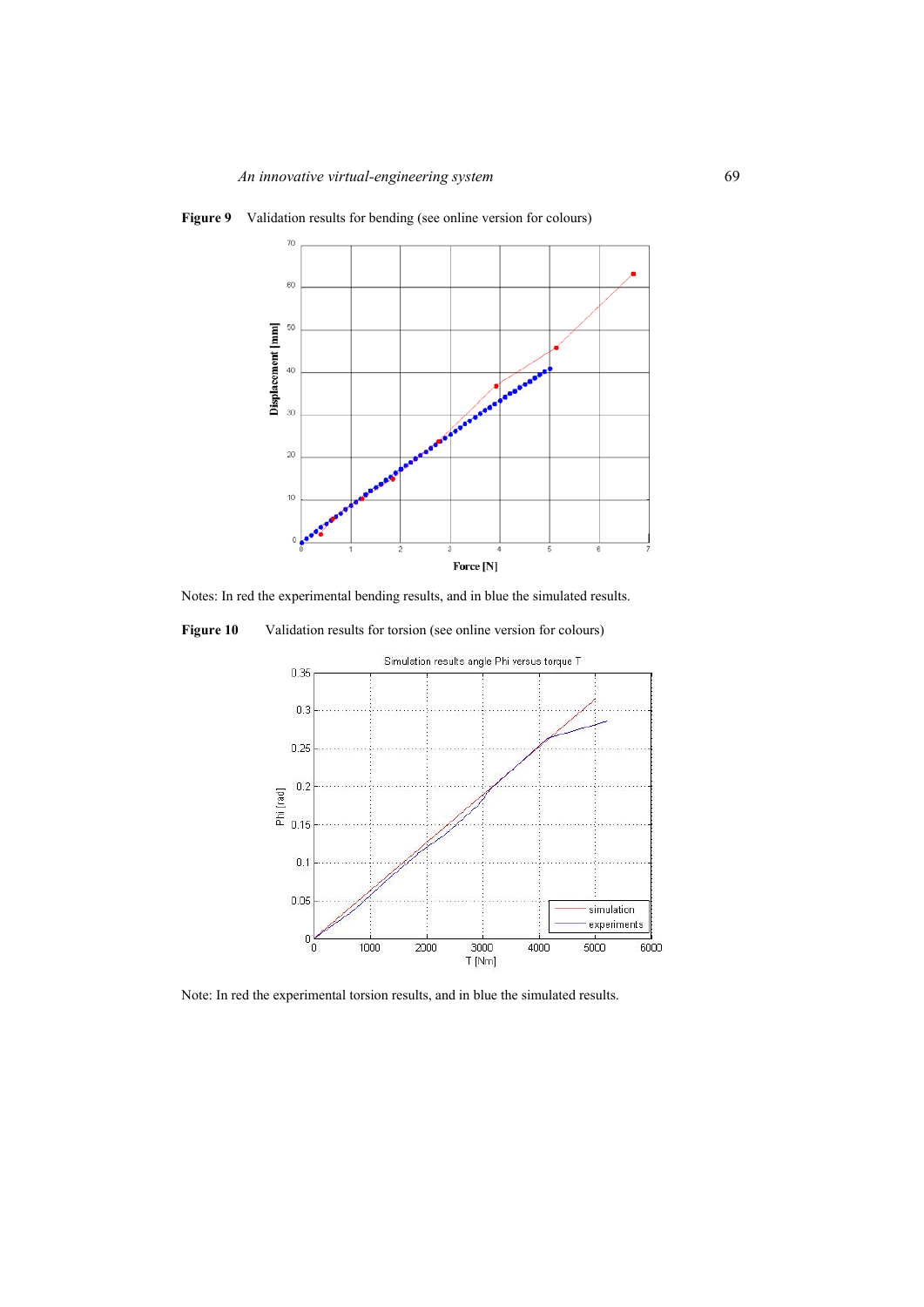**Figure 9** Validation results for bending (see online version for colours)

Notes: In red the experimental bending results, and in blue the simulated results.

**Figure 10** Validation results for torsion (see online version for colours)

Note: In red the experimental torsion results, and in blue the simulated results.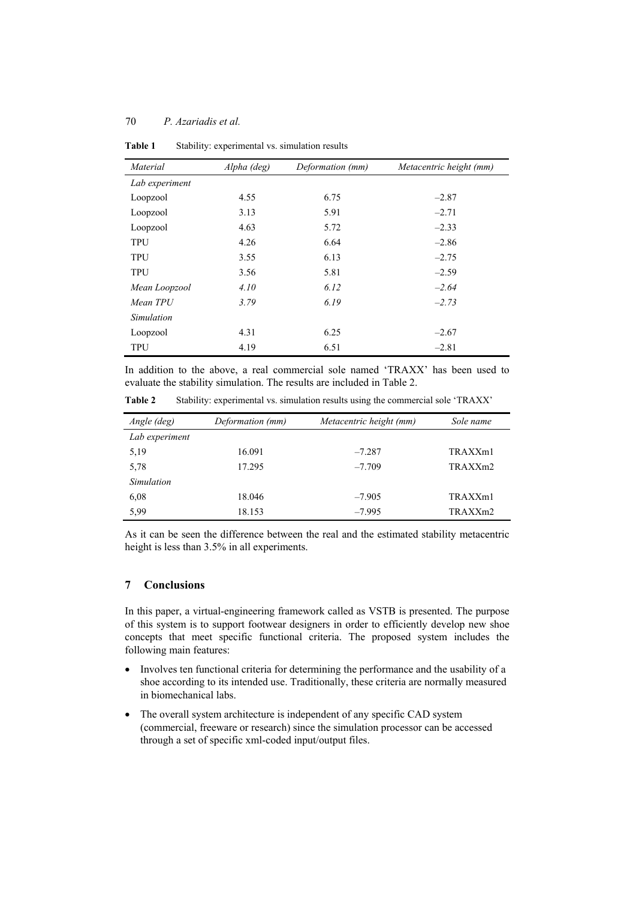**Table 1** Stability: experimental vs. simulation results

| *Material* | *Alpha (deg)* | *Deformation (mm)* | *Metacentric height (mm)* |
|---|---|---|---|
| *Lab experiment* | | | |
| Loopzool | 4.55 | 6.75 | –2.87 |
| Loopzool | 3.13 | 5.91 | –2.71 |
| Loopzool | 4.63 | 5.72 | –2.33 |
| TPU | 4.26 | 6.64 | –2.86 |
| TPU | 3.55 | 6.13 | –2.75 |
| TPU | 3.56 | 5.81 | –2.59 |
| *Mean Loopzool* | *4.10* | *6.12* | *–2.64* |
| *Mean TPU* | *3.79* | *6.19* | *–2.73* |
| *Simulation* | | | |
| Loopzool | 4.31 | 6.25 | –2.67 |
| TPU | 4.19 | 6.51 | –2.81 |

In addition to the above, a real commercial sole named 'TRAXX' has been used to evaluate the stability simulation. The results are included in Table 2.

**Table 2** Stability: experimental vs. simulation results using the commercial sole 'TRAXX'

| *Angle (deg)* | *Deformation (mm)* | *Metacentric height (mm)* | *Sole name* |
|---|---|---|---|
| *Lab experiment* | | | |
| 5,19 | 16.091 | –7.287 | TRAXXm1 |
| 5,78 | 17.295 | –7.709 | TRAXXm2 |
| *Simulation* | | | |
| 6,08 | 18.046 | –7.905 | TRAXXm1 |
| 5,99 | 18.153 | –7.995 | TRAXXm2 |

As it can be seen the difference between the real and the estimated stability metacentric height is less than 3.5% in all experiments.

## 7 Conclusions

In this paper, a virtual-engineering framework called as VSTB is presented. The purpose of this system is to support footwear designers in order to efficiently develop new shoe concepts that meet specific functional criteria. The proposed system includes the following main features:

- Involves ten functional criteria for determining the performance and the usability of a shoe according to its intended use. Traditionally, these criteria are normally measured in biomechanical labs.
- The overall system architecture is independent of any specific CAD system (commercial, freeware or research) since the simulation processor can be accessed through a set of specific xml-coded input/output files.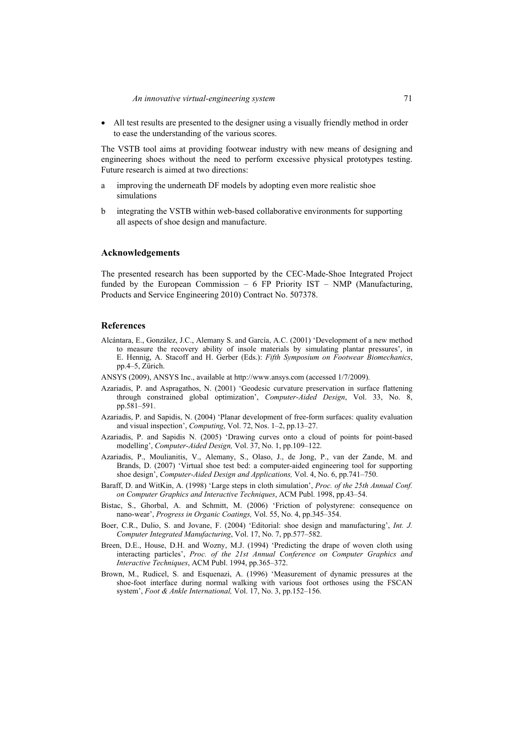- All test results are presented to the designer using a visually friendly method in order to ease the understanding of the various scores.

The VSTB tool aims at providing footwear industry with new means of designing and engineering shoes without the need to perform excessive physical prototypes testing. Future research is aimed at two directions:

a improving the underneath DF models by adopting even more realistic shoe simulations

b integrating the VSTB within web-based collaborative environments for supporting all aspects of shoe design and manufacture.

## Acknowledgements

The presented research has been supported by the CEC-Made-Shoe Integrated Project funded by the European Commission – 6 FP Priority IST – NMP (Manufacturing, Products and Service Engineering 2010) Contract No. 507378.

## References

Alcántara, E., González, J.C., Alemany S. and García, A.C. (2001) 'Development of a new method to measure the recovery ability of insole materials by simulating plantar pressures', in E. Hennig, A. Stacoff and H. Gerber (Eds.): *Fifth Symposium on Footwear Biomechanics*, pp.4–5, Zürich.

ANSYS (2009), ANSYS Inc., available at http://www.ansys.com (accessed 1/7/2009).

Azariadis, P. and Aspragathos, N. (2001) 'Geodesic curvature preservation in surface flattening through constrained global optimization', *Computer-Aided Design*, Vol. 33, No. 8, pp.581–591.

Azariadis, P. and Sapidis, N. (2004) 'Planar development of free-form surfaces: quality evaluation and visual inspection', *Computing*, Vol. 72, Nos. 1–2, pp.13–27.

Azariadis, P. and Sapidis N. (2005) 'Drawing curves onto a cloud of points for point-based modelling', *Computer-Aided Design,* Vol. 37, No. 1, pp.109–122.

Azariadis, P., Moulianitis, V., Alemany, S., Olaso, J., de Jong, P., van der Zande, M. and Brands, D. (2007) 'Virtual shoe test bed: a computer-aided engineering tool for supporting shoe design', *Computer-Aided Design and Applications,* Vol. 4, No. 6, pp.741–750.

Baraff, D. and WitKin, A. (1998) 'Large steps in cloth simulation', *Proc. of the 25th Annual Conf. on Computer Graphics and Interactive Techniques*, ACM Publ. 1998, pp.43–54.

Bistac, S., Ghorbal, A. and Schmitt, M. (2006) 'Friction of polystyrene: consequence on nano-wear', *Progress in Organic Coatings,* Vol. 55, No. 4, pp.345–354.

Boer, C.R., Dulio, S. and Jovane, F. (2004) 'Editorial: shoe design and manufacturing', *Int. J. Computer Integrated Manufacturing*, Vol. 17, No. 7, pp.577–582.

Breen, D.E., House, D.H. and Wozny, M.J. (1994) 'Predicting the drape of woven cloth using interacting particles', *Proc. of the 21st Annual Conference on Computer Graphics and Interactive Techniques*, ACM Publ. 1994, pp.365–372.

Brown, M., Rudicel, S. and Esquenazi, A. (1996) 'Measurement of dynamic pressures at the shoe-foot interface during normal walking with various foot orthoses using the FSCAN system', *Foot & Ankle International,* Vol. 17, No. 3, pp.152–156.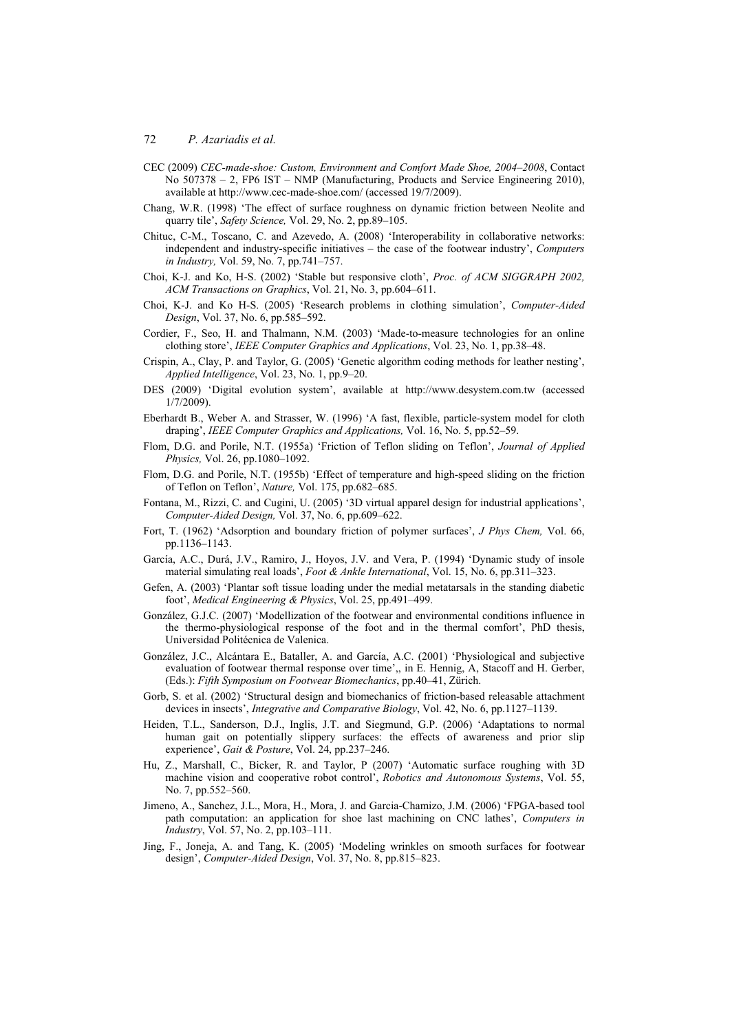CEC (2009) *CEC-made-shoe: Custom, Environment and Comfort Made Shoe, 2004–2008*, Contact No 507378 – 2, FP6 IST – NMP (Manufacturing, Products and Service Engineering 2010), available at http://www.cec-made-shoe.com/ (accessed 19/7/2009).

Chang, W.R. (1998) 'The effect of surface roughness on dynamic friction between Neolite and quarry tile', *Safety Science,* Vol. 29, No. 2, pp.89–105.

Chituc, C-M., Toscano, C. and Azevedo, A. (2008) 'Interoperability in collaborative networks: independent and industry-specific initiatives – the case of the footwear industry', *Computers in Industry,* Vol. 59, No. 7, pp.741–757.

Choi, K-J. and Ko, H-S. (2002) 'Stable but responsive cloth', *Proc. of ACM SIGGRAPH 2002, ACM Transactions on Graphics*, Vol. 21, No. 3, pp.604–611.

Choi, K-J. and Ko H-S. (2005) 'Research problems in clothing simulation', *Computer-Aided Design*, Vol. 37, No. 6, pp.585–592.

Cordier, F., Seo, H. and Thalmann, N.M. (2003) 'Made-to-measure technologies for an online clothing store', *IEEE Computer Graphics and Applications*, Vol. 23, No. 1, pp.38–48.

Crispin, A., Clay, P. and Taylor, G. (2005) 'Genetic algorithm coding methods for leather nesting', *Applied Intelligence*, Vol. 23, No. 1, pp.9–20.

DES (2009) 'Digital evolution system', available at http://www.desystem.com.tw (accessed 1/7/2009).

Eberhardt B., Weber A. and Strasser, W. (1996) 'A fast, flexible, particle-system model for cloth draping', *IEEE Computer Graphics and Applications,* Vol. 16, No. 5, pp.52–59.

Flom, D.G. and Porile, N.T. (1955a) 'Friction of Teflon sliding on Teflon', *Journal of Applied Physics,* Vol. 26, pp.1080–1092.

Flom, D.G. and Porile, N.T. (1955b) 'Effect of temperature and high-speed sliding on the friction of Teflon on Teflon', *Nature,* Vol. 175, pp.682–685.

Fontana, M., Rizzi, C. and Cugini, U. (2005) '3D virtual apparel design for industrial applications', *Computer-Aided Design,* Vol. 37, No. 6, pp.609–622.

Fort, T. (1962) 'Adsorption and boundary friction of polymer surfaces', *J Phys Chem,* Vol. 66, pp.1136–1143.

García, A.C., Durá, J.V., Ramiro, J., Hoyos, J.V. and Vera, P. (1994) 'Dynamic study of insole material simulating real loads', *Foot & Ankle International*, Vol. 15, No. 6, pp.311–323.

Gefen, A. (2003) 'Plantar soft tissue loading under the medial metatarsals in the standing diabetic foot', *Medical Engineering & Physics*, Vol. 25, pp.491–499.

González, G.J.C. (2007) 'Modellization of the footwear and environmental conditions influence in the thermo-physiological response of the foot and in the thermal comfort', PhD thesis, Universidad Politécnica de Valenica.

González, J.C., Alcántara E., Bataller, A. and García, A.C. (2001) 'Physiological and subjective evaluation of footwear thermal response over time',, in E. Hennig, A, Stacoff and H. Gerber, (Eds.): *Fifth Symposium on Footwear Biomechanics*, pp.40–41, Zürich.

Gorb, S. et al. (2002) 'Structural design and biomechanics of friction-based releasable attachment devices in insects', *Integrative and Comparative Biology*, Vol. 42, No. 6, pp.1127–1139.

Heiden, T.L., Sanderson, D.J., Inglis, J.T. and Siegmund, G.P. (2006) 'Adaptations to normal human gait on potentially slippery surfaces: the effects of awareness and prior slip experience', *Gait & Posture*, Vol. 24, pp.237–246.

Hu, Z., Marshall, C., Bicker, R. and Taylor, P (2007) 'Automatic surface roughing with 3D machine vision and cooperative robot control', *Robotics and Autonomous Systems*, Vol. 55, No. 7, pp.552–560.

Jimeno, A., Sanchez, J.L., Mora, H., Mora, J. and Garcia-Chamizo, J.M. (2006) 'FPGA-based tool path computation: an application for shoe last machining on CNC lathes', *Computers in Industry*, Vol. 57, No. 2, pp.103–111.

Jing, F., Joneja, A. and Tang, K. (2005) 'Modeling wrinkles on smooth surfaces for footwear design', *Computer-Aided Design*, Vol. 37, No. 8, pp.815–823.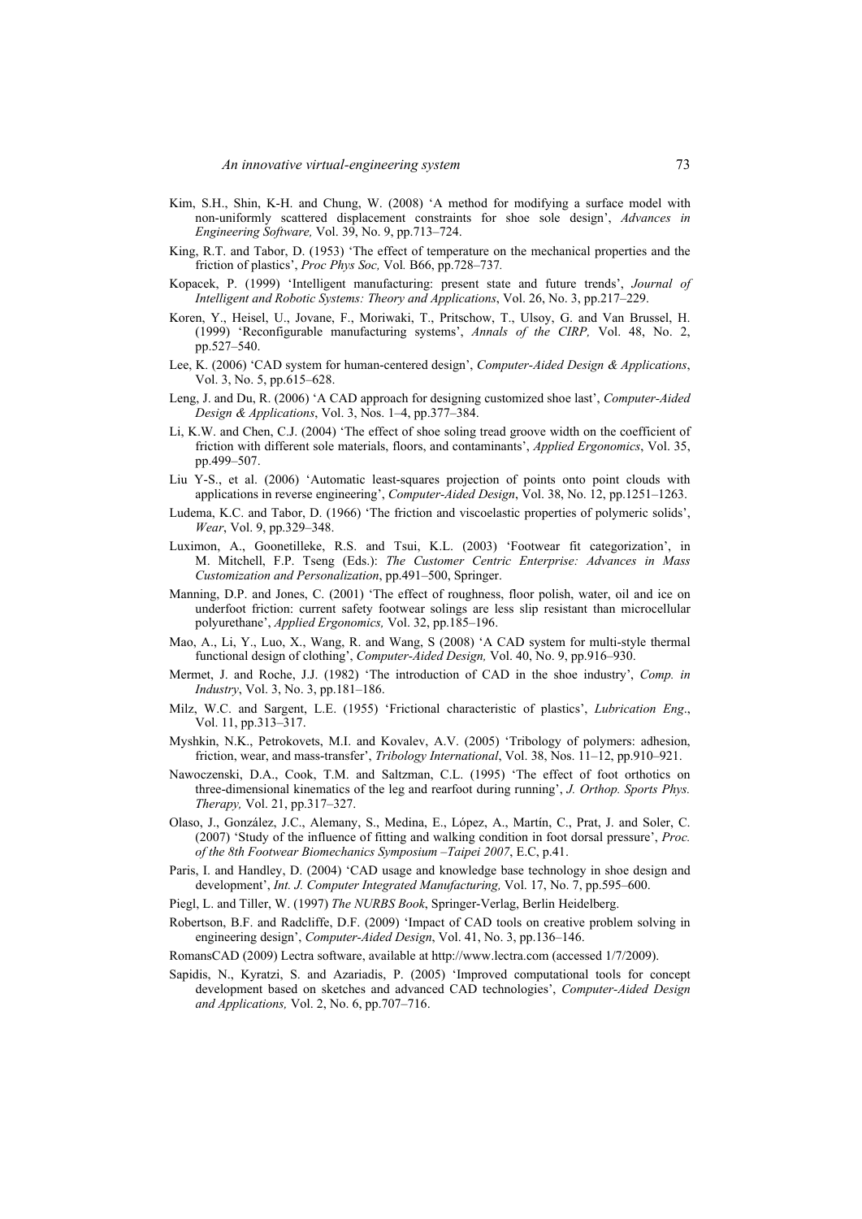Kim, S.H., Shin, K-H. and Chung, W. (2008) 'A method for modifying a surface model with non-uniformly scattered displacement constraints for shoe sole design', *Advances in Engineering Software,* Vol. 39, No. 9, pp.713–724.

King, R.T. and Tabor, D. (1953) 'The effect of temperature on the mechanical properties and the friction of plastics', *Proc Phys Soc,* Vol*.* B66, pp.728–737*.*

Kopacek, P. (1999) 'Intelligent manufacturing: present state and future trends', *Journal of Intelligent and Robotic Systems: Theory and Applications*, Vol. 26, No. 3, pp.217–229.

Koren, Y., Heisel, U., Jovane, F., Moriwaki, T., Pritschow, T., Ulsoy, G. and Van Brussel, H. (1999) 'Reconfigurable manufacturing systems', *Annals of the CIRP,* Vol. 48, No. 2, pp.527–540.

Lee, K. (2006) 'CAD system for human-centered design', *Computer-Aided Design & Applications*, Vol. 3, No. 5, pp.615–628.

Leng, J. and Du, R. (2006) 'A CAD approach for designing customized shoe last', *Computer-Aided Design & Applications*, Vol. 3, Nos. 1–4, pp.377–384.

Li, K.W. and Chen, C.J. (2004) 'The effect of shoe soling tread groove width on the coefficient of friction with different sole materials, floors, and contaminants', *Applied Ergonomics*, Vol. 35, pp.499–507.

Liu Y-S., et al. (2006) 'Automatic least-squares projection of points onto point clouds with applications in reverse engineering', *Computer-Aided Design*, Vol. 38, No. 12, pp.1251–1263.

Ludema, K.C. and Tabor, D. (1966) 'The friction and viscoelastic properties of polymeric solids', *Wear*, Vol. 9, pp.329–348.

Luximon, A., Goonetilleke, R.S. and Tsui, K.L. (2003) 'Footwear fit categorization', in M. Mitchell, F.P. Tseng (Eds.): *The Customer Centric Enterprise: Advances in Mass Customization and Personalization*, pp.491–500, Springer.

Manning, D.P. and Jones, C. (2001) 'The effect of roughness, floor polish, water, oil and ice on underfoot friction: current safety footwear solings are less slip resistant than microcellular polyurethane', *Applied Ergonomics,* Vol. 32, pp.185–196.

Mao, A., Li, Y., Luo, X., Wang, R. and Wang, S (2008) 'A CAD system for multi-style thermal functional design of clothing', *Computer-Aided Design,* Vol. 40, No. 9, pp.916–930.

Mermet, J. and Roche, J.J. (1982) 'The introduction of CAD in the shoe industry', *Comp. in Industry*, Vol. 3, No. 3, pp.181–186.

Milz, W.C. and Sargent, L.E. (1955) 'Frictional characteristic of plastics', *Lubrication Eng*., Vol. 11, pp.313–317.

Myshkin, N.K., Petrokovets, M.I. and Kovalev, A.V. (2005) 'Tribology of polymers: adhesion, friction, wear, and mass-transfer', *Tribology International*, Vol. 38, Nos. 11–12, pp.910–921.

Nawoczenski, D.A., Cook, T.M. and Saltzman, C.L. (1995) 'The effect of foot orthotics on three-dimensional kinematics of the leg and rearfoot during running', *J. Orthop. Sports Phys. Therapy,* Vol. 21, pp.317–327.

Olaso, J., González, J.C., Alemany, S., Medina, E., López, A., Martín, C., Prat, J. and Soler, C. (2007) 'Study of the influence of fitting and walking condition in foot dorsal pressure', *Proc. of the 8th Footwear Biomechanics Symposium –Taipei 2007*, E.C, p.41.

Paris, I. and Handley, D. (2004) 'CAD usage and knowledge base technology in shoe design and development', *Int. J. Computer Integrated Manufacturing,* Vol. 17, No. 7, pp.595–600.

Piegl, L. and Tiller, W. (1997) *The NURBS Book*, Springer-Verlag, Berlin Heidelberg.

Robertson, B.F. and Radcliffe, D.F. (2009) 'Impact of CAD tools on creative problem solving in engineering design', *Computer-Aided Design*, Vol. 41, No. 3, pp.136–146.

RomansCAD (2009) Lectra software, available at http://www.lectra.com (accessed 1/7/2009).

Sapidis, N., Kyratzi, S. and Azariadis, P. (2005) 'Improved computational tools for concept development based on sketches and advanced CAD technologies', *Computer-Aided Design and Applications,* Vol. 2, No. 6, pp.707–716.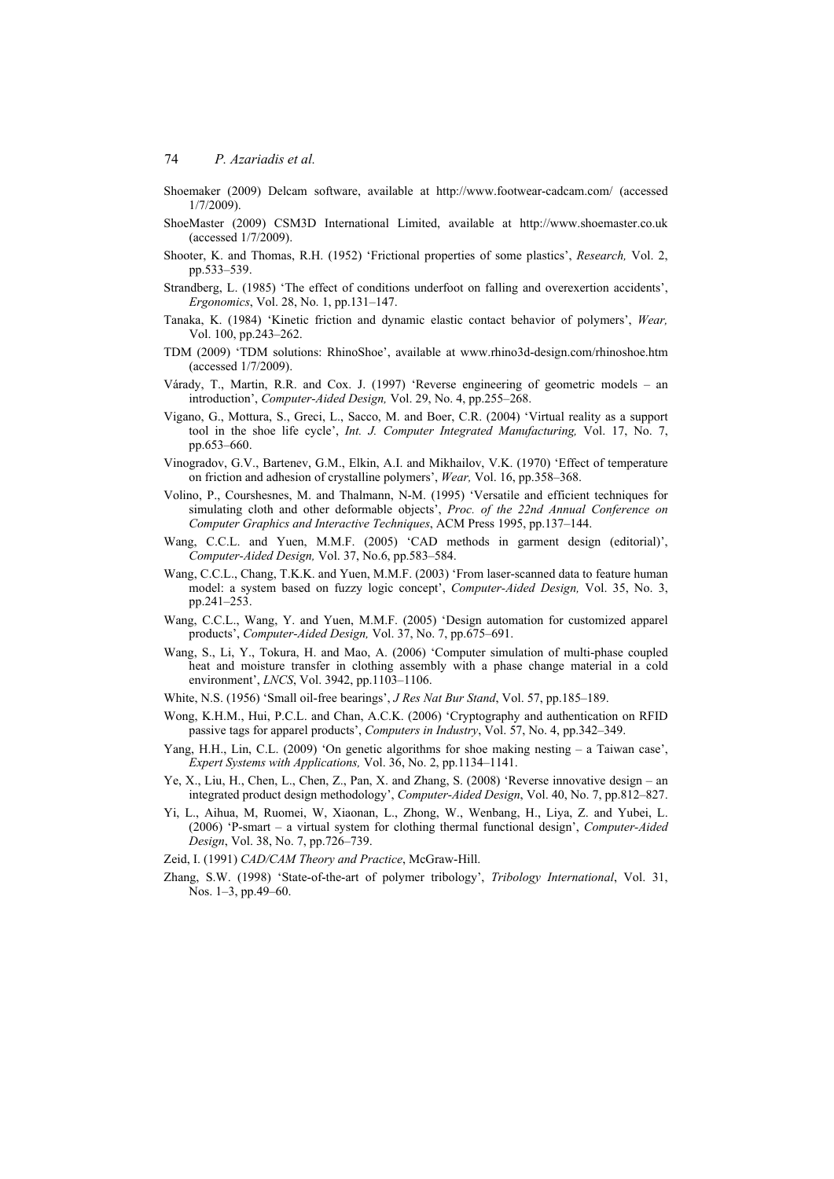Shoemaker (2009) Delcam software, available at http://www.footwear-cadcam.com/ (accessed 1/7/2009).

ShoeMaster (2009) CSM3D International Limited, available at http://www.shoemaster.co.uk (accessed 1/7/2009).

Shooter, K. and Thomas, R.H. (1952) 'Frictional properties of some plastics', *Research,* Vol. 2, pp.533–539.

Strandberg, L. (1985) 'The effect of conditions underfoot on falling and overexertion accidents', *Ergonomics*, Vol. 28, No. 1, pp.131–147.

Tanaka, K. (1984) 'Kinetic friction and dynamic elastic contact behavior of polymers', *Wear,* Vol. 100, pp.243–262.

TDM (2009) 'TDM solutions: RhinoShoe', available at www.rhino3d-design.com/rhinoshoe.htm (accessed 1/7/2009).

Várady, T., Martin, R.R. and Cox. J. (1997) 'Reverse engineering of geometric models – an introduction', *Computer-Aided Design,* Vol. 29, No. 4, pp.255–268.

Vigano, G., Mottura, S., Greci, L., Sacco, M. and Boer, C.R. (2004) 'Virtual reality as a support tool in the shoe life cycle', *Int. J. Computer Integrated Manufacturing,* Vol. 17, No. 7, pp.653–660.

Vinogradov, G.V., Bartenev, G.M., Elkin, A.I. and Mikhailov, V.K. (1970) 'Effect of temperature on friction and adhesion of crystalline polymers', *Wear,* Vol. 16, pp.358–368.

Volino, P., Courshesnes, M. and Thalmann, N-M. (1995) 'Versatile and efficient techniques for simulating cloth and other deformable objects', *Proc. of the 22nd Annual Conference on Computer Graphics and Interactive Techniques*, ACM Press 1995, pp.137–144.

Wang, C.C.L. and Yuen, M.M.F. (2005) 'CAD methods in garment design (editorial)', *Computer-Aided Design,* Vol. 37, No.6, pp.583–584.

Wang, C.C.L., Chang, T.K.K. and Yuen, M.M.F. (2003) 'From laser-scanned data to feature human model: a system based on fuzzy logic concept', *Computer-Aided Design,* Vol. 35, No. 3, pp.241–253.

Wang, C.C.L., Wang, Y. and Yuen, M.M.F. (2005) 'Design automation for customized apparel products', *Computer-Aided Design,* Vol. 37, No. 7, pp.675–691.

Wang, S., Li, Y., Tokura, H. and Mao, A. (2006) 'Computer simulation of multi-phase coupled heat and moisture transfer in clothing assembly with a phase change material in a cold environment', *LNCS*, Vol. 3942, pp.1103–1106.

White, N.S. (1956) 'Small oil-free bearings', *J Res Nat Bur Stand*, Vol. 57, pp.185–189.

Wong, K.H.M., Hui, P.C.L. and Chan, A.C.K. (2006) 'Cryptography and authentication on RFID passive tags for apparel products', *Computers in Industry*, Vol. 57, No. 4, pp.342–349.

Yang, H.H., Lin, C.L. (2009) 'On genetic algorithms for shoe making nesting – a Taiwan case', *Expert Systems with Applications,* Vol. 36, No. 2, pp.1134–1141.

Ye, X., Liu, H., Chen, L., Chen, Z., Pan, X. and Zhang, S. (2008) 'Reverse innovative design – an integrated product design methodology', *Computer-Aided Design*, Vol. 40, No. 7, pp.812–827.

Yi, L., Aihua, M, Ruomei, W, Xiaonan, L., Zhong, W., Wenbang, H., Liya, Z. and Yubei, L. (2006) 'P-smart – a virtual system for clothing thermal functional design', *Computer-Aided Design*, Vol. 38, No. 7, pp.726–739.

Zeid, I. (1991) *CAD/CAM Theory and Practice*, McGraw-Hill.

Zhang, S.W. (1998) 'State-of-the-art of polymer tribology', *Tribology International*, Vol. 31, Nos. 1–3, pp.49–60.